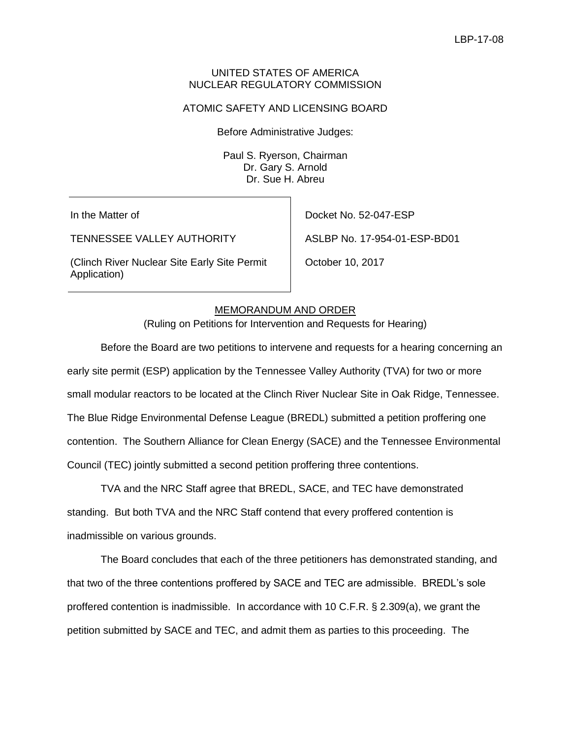LBP-17-08

UNITED STATES OF AMERICA
NUCLEAR REGULATORY COMMISSION

ATOMIC SAFETY AND LICENSING BOARD

Before Administrative Judges:

Paul S. Ryerson, Chairman
Dr. Gary S. Arnold
Dr. Sue H. Abreu

| | |
|---|---|
| In the Matter of | Docket No. 52-047-ESP |
| TENNESSEE VALLEY AUTHORITY | ASLBP No. 17-954-01-ESP-BD01 |
| (Clinch River Nuclear Site Early Site Permit Application) | October 10, 2017 |

MEMORANDUM AND ORDER
(Ruling on Petitions for Intervention and Requests for Hearing)

Before the Board are two petitions to intervene and requests for a hearing concerning an early site permit (ESP) application by the Tennessee Valley Authority (TVA) for two or more small modular reactors to be located at the Clinch River Nuclear Site in Oak Ridge, Tennessee. The Blue Ridge Environmental Defense League (BREDL) submitted a petition proffering one contention. The Southern Alliance for Clean Energy (SACE) and the Tennessee Environmental Council (TEC) jointly submitted a second petition proffering three contentions.

TVA and the NRC Staff agree that BREDL, SACE, and TEC have demonstrated standing. But both TVA and the NRC Staff contend that every proffered contention is inadmissible on various grounds.

The Board concludes that each of the three petitioners has demonstrated standing, and that two of the three contentions proffered by SACE and TEC are admissible. BREDL's sole proffered contention is inadmissible. In accordance with 10 C.F.R. § 2.309(a), we grant the petition submitted by SACE and TEC, and admit them as parties to this proceeding. The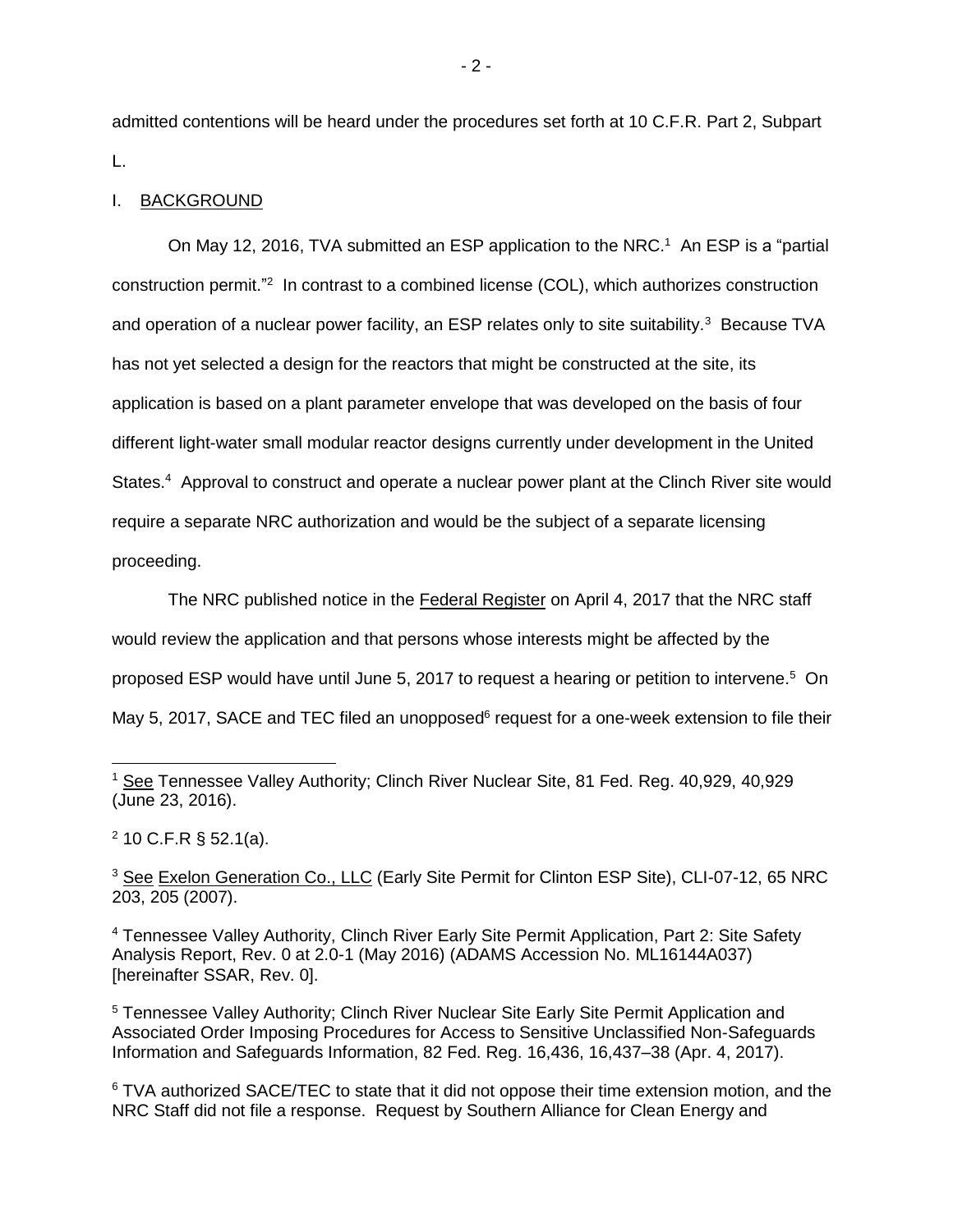admitted contentions will be heard under the procedures set forth at 10 C.F.R. Part 2, Subpart L.

## I. BACKGROUND

On May 12, 2016, TVA submitted an ESP application to the NRC.[1] An ESP is a "partial construction permit."[2] In contrast to a combined license (COL), which authorizes construction and operation of a nuclear power facility, an ESP relates only to site suitability.[3] Because TVA has not yet selected a design for the reactors that might be constructed at the site, its application is based on a plant parameter envelope that was developed on the basis of four different light-water small modular reactor designs currently under development in the United States.[4] Approval to construct and operate a nuclear power plant at the Clinch River site would require a separate NRC authorization and would be the subject of a separate licensing proceeding.

The NRC published notice in the Federal Register on April 4, 2017 that the NRC staff would review the application and that persons whose interests might be affected by the proposed ESP would have until June 5, 2017 to request a hearing or petition to intervene.[5] On May 5, 2017, SACE and TEC filed an unopposed[6] request for a one-week extension to file their

---

[1] See Tennessee Valley Authority; Clinch River Nuclear Site, 81 Fed. Reg. 40,929, 40,929 (June 23, 2016).

[2] 10 C.F.R § 52.1(a).

[3] See Exelon Generation Co., LLC (Early Site Permit for Clinton ESP Site), CLI-07-12, 65 NRC 203, 205 (2007).

[4] Tennessee Valley Authority, Clinch River Early Site Permit Application, Part 2: Site Safety Analysis Report, Rev. 0 at 2.0-1 (May 2016) (ADAMS Accession No. ML16144A037) [hereinafter SSAR, Rev. 0].

[5] Tennessee Valley Authority; Clinch River Nuclear Site Early Site Permit Application and Associated Order Imposing Procedures for Access to Sensitive Unclassified Non-Safeguards Information and Safeguards Information, 82 Fed. Reg. 16,436, 16,437–38 (Apr. 4, 2017).

[6] TVA authorized SACE/TEC to state that it did not oppose their time extension motion, and the NRC Staff did not file a response. Request by Southern Alliance for Clean Energy and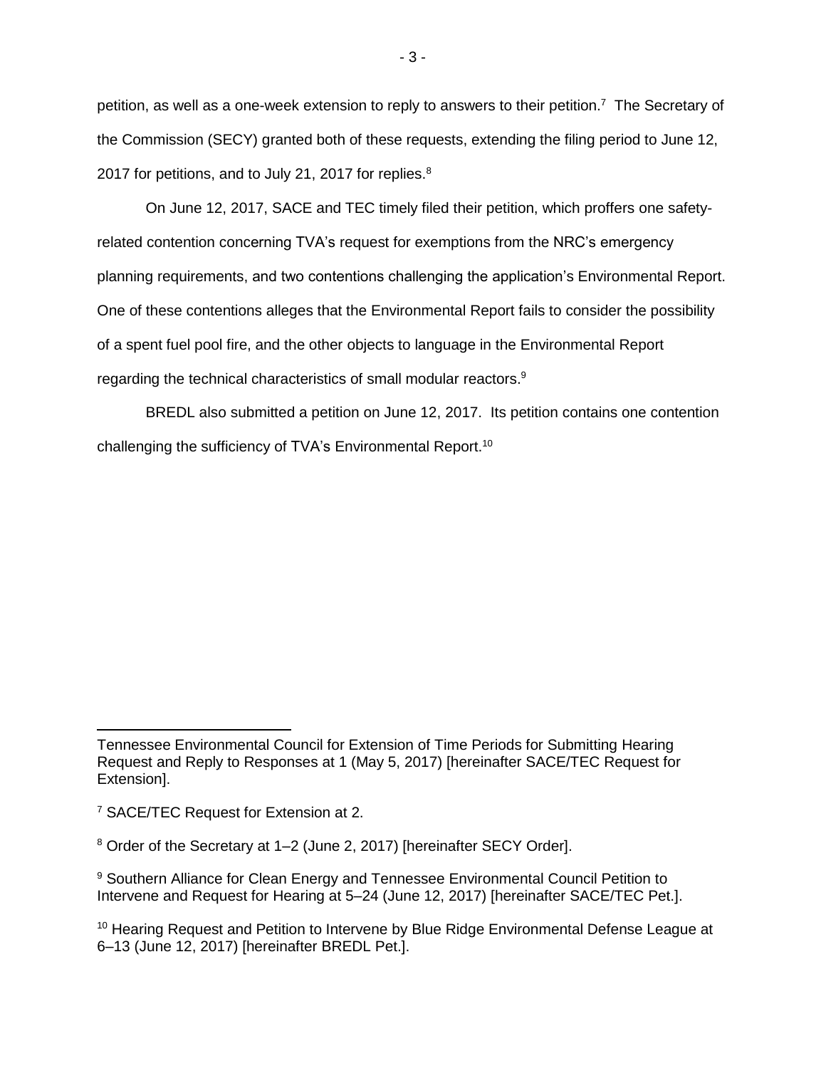petition, as well as a one-week extension to reply to answers to their petition.[7] The Secretary of the Commission (SECY) granted both of these requests, extending the filing period to June 12, 2017 for petitions, and to July 21, 2017 for replies.[8]

On June 12, 2017, SACE and TEC timely filed their petition, which proffers one safety-related contention concerning TVA's request for exemptions from the NRC's emergency planning requirements, and two contentions challenging the application's Environmental Report. One of these contentions alleges that the Environmental Report fails to consider the possibility of a spent fuel pool fire, and the other objects to language in the Environmental Report regarding the technical characteristics of small modular reactors.[9]

BREDL also submitted a petition on June 12, 2017. Its petition contains one contention challenging the sufficiency of TVA's Environmental Report.[10]

---

Tennessee Environmental Council for Extension of Time Periods for Submitting Hearing Request and Reply to Responses at 1 (May 5, 2017) [hereinafter SACE/TEC Request for Extension].

[7] SACE/TEC Request for Extension at 2.

[8] Order of the Secretary at 1–2 (June 2, 2017) [hereinafter SECY Order].

[9] Southern Alliance for Clean Energy and Tennessee Environmental Council Petition to Intervene and Request for Hearing at 5–24 (June 12, 2017) [hereinafter SACE/TEC Pet.].

[10] Hearing Request and Petition to Intervene by Blue Ridge Environmental Defense League at 6–13 (June 12, 2017) [hereinafter BREDL Pet.].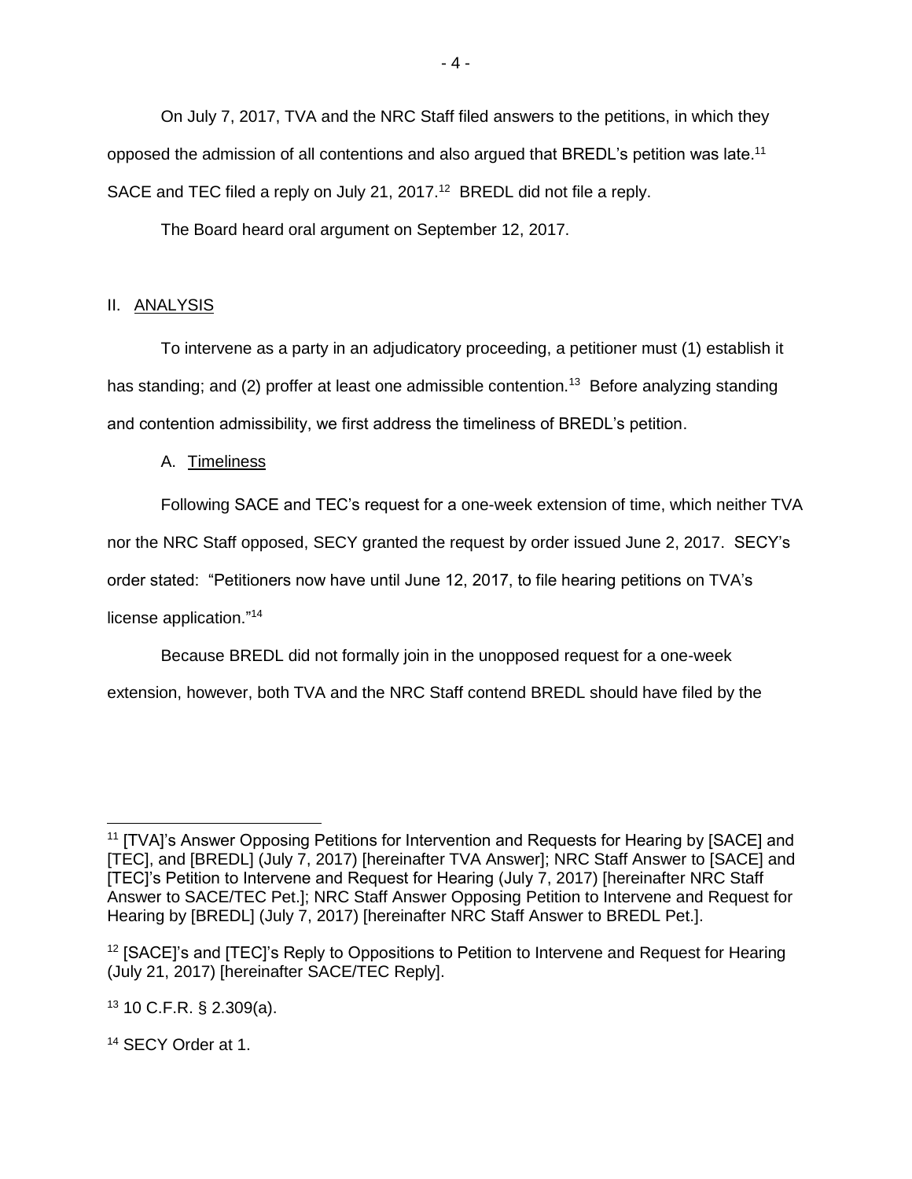On July 7, 2017, TVA and the NRC Staff filed answers to the petitions, in which they opposed the admission of all contentions and also argued that BREDL's petition was late.[11] SACE and TEC filed a reply on July 21, 2017.[12] BREDL did not file a reply.

The Board heard oral argument on September 12, 2017.

## II. ANALYSIS

To intervene as a party in an adjudicatory proceeding, a petitioner must (1) establish it has standing; and (2) proffer at least one admissible contention.[13] Before analyzing standing and contention admissibility, we first address the timeliness of BREDL's petition.

### A. Timeliness

Following SACE and TEC's request for a one-week extension of time, which neither TVA nor the NRC Staff opposed, SECY granted the request by order issued June 2, 2017. SECY's order stated: "Petitioners now have until June 12, 2017, to file hearing petitions on TVA's license application."[14]

Because BREDL did not formally join in the unopposed request for a one-week extension, however, both TVA and the NRC Staff contend BREDL should have filed by the

---

[11] [TVA]'s Answer Opposing Petitions for Intervention and Requests for Hearing by [SACE] and [TEC], and [BREDL] (July 7, 2017) [hereinafter TVA Answer]; NRC Staff Answer to [SACE] and [TEC]'s Petition to Intervene and Request for Hearing (July 7, 2017) [hereinafter NRC Staff Answer to SACE/TEC Pet.]; NRC Staff Answer Opposing Petition to Intervene and Request for Hearing by [BREDL] (July 7, 2017) [hereinafter NRC Staff Answer to BREDL Pet.].

[12] [SACE]'s and [TEC]'s Reply to Oppositions to Petition to Intervene and Request for Hearing (July 21, 2017) [hereinafter SACE/TEC Reply].

[13] 10 C.F.R. § 2.309(a).

[14] SECY Order at 1.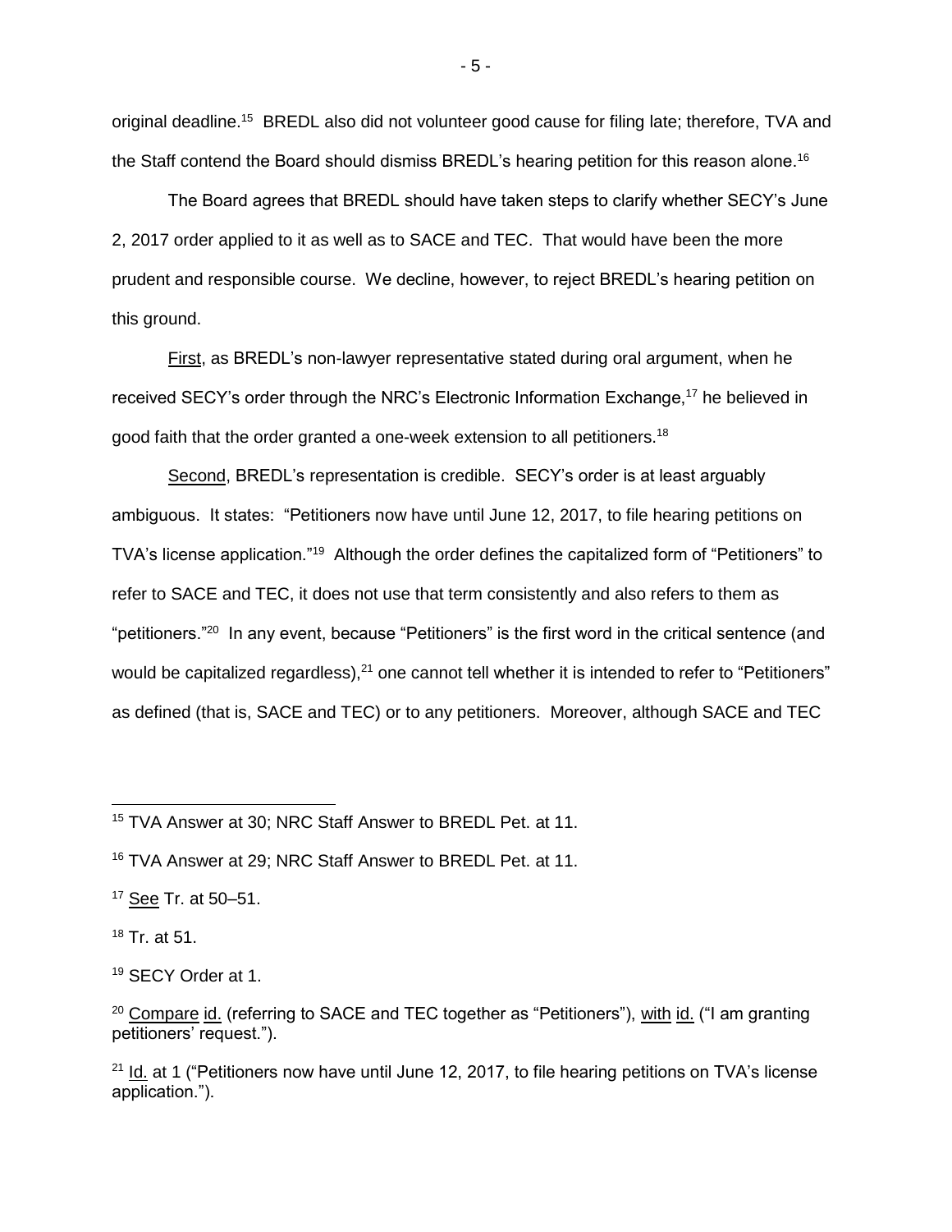original deadline.[15] BREDL also did not volunteer good cause for filing late; therefore, TVA and the Staff contend the Board should dismiss BREDL's hearing petition for this reason alone.[16]

The Board agrees that BREDL should have taken steps to clarify whether SECY's June 2, 2017 order applied to it as well as to SACE and TEC. That would have been the more prudent and responsible course. We decline, however, to reject BREDL's hearing petition on this ground.

First, as BREDL's non-lawyer representative stated during oral argument, when he received SECY's order through the NRC's Electronic Information Exchange,[17] he believed in good faith that the order granted a one-week extension to all petitioners.[18]

Second, BREDL's representation is credible. SECY's order is at least arguably ambiguous. It states: "Petitioners now have until June 12, 2017, to file hearing petitions on TVA's license application."[19] Although the order defines the capitalized form of "Petitioners" to refer to SACE and TEC, it does not use that term consistently and also refers to them as "petitioners."[20] In any event, because "Petitioners" is the first word in the critical sentence (and would be capitalized regardless),[21] one cannot tell whether it is intended to refer to "Petitioners" as defined (that is, SACE and TEC) or to any petitioners. Moreover, although SACE and TEC

---

[15] TVA Answer at 30; NRC Staff Answer to BREDL Pet. at 11.

[16] TVA Answer at 29; NRC Staff Answer to BREDL Pet. at 11.

[17] See Tr. at 50–51.

[18] Tr. at 51.

[19] SECY Order at 1.

[20] Compare id. (referring to SACE and TEC together as "Petitioners"), with id. ("I am granting petitioners' request.").

[21] Id. at 1 ("Petitioners now have until June 12, 2017, to file hearing petitions on TVA's license application.").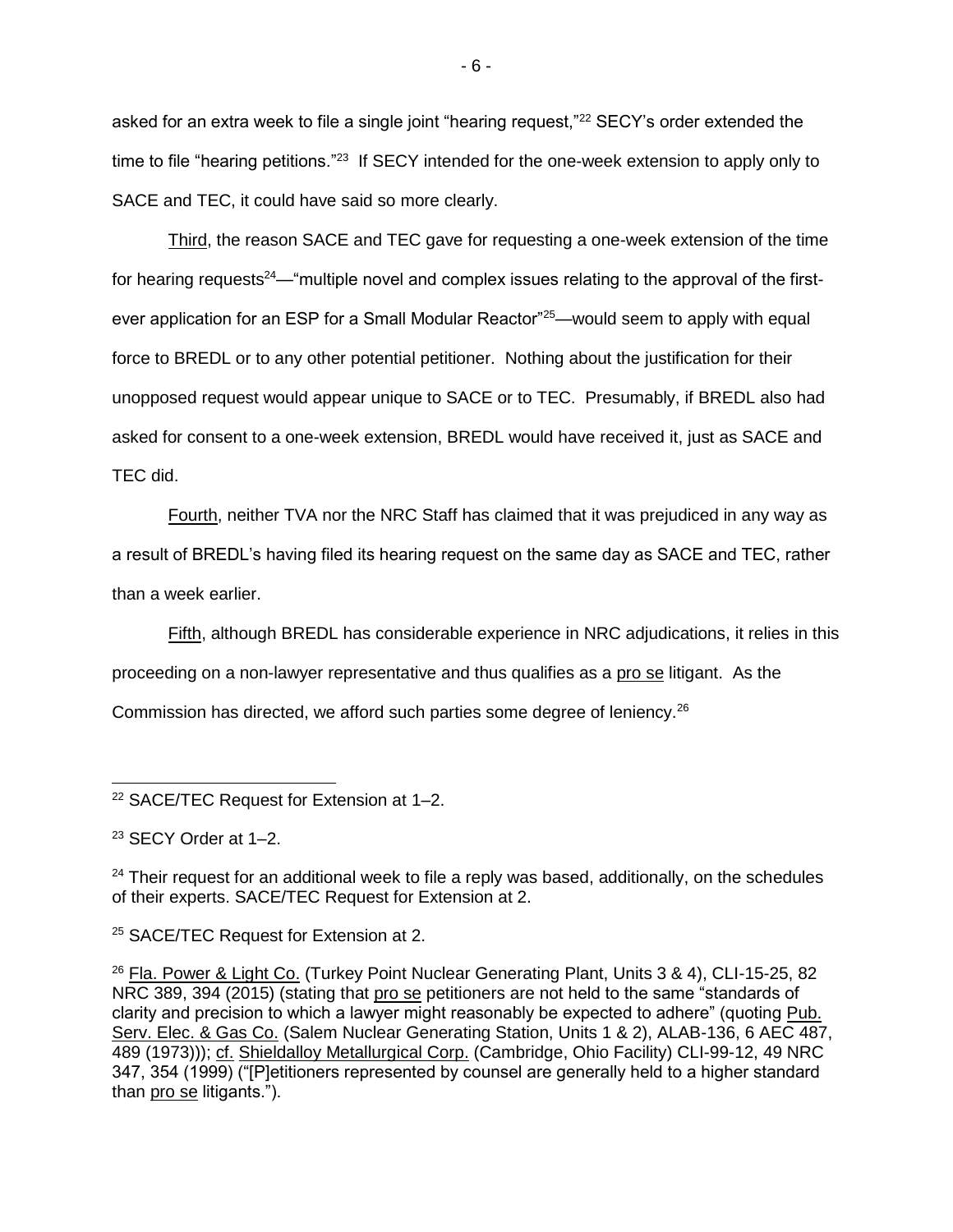asked for an extra week to file a single joint "hearing request,"[22] SECY's order extended the time to file "hearing petitions."[23] If SECY intended for the one-week extension to apply only to SACE and TEC, it could have said so more clearly.

Third, the reason SACE and TEC gave for requesting a one-week extension of the time for hearing requests[24]—"multiple novel and complex issues relating to the approval of the first-ever application for an ESP for a Small Modular Reactor"[25]—would seem to apply with equal force to BREDL or to any other potential petitioner. Nothing about the justification for their unopposed request would appear unique to SACE or to TEC. Presumably, if BREDL also had asked for consent to a one-week extension, BREDL would have received it, just as SACE and TEC did.

Fourth, neither TVA nor the NRC Staff has claimed that it was prejudiced in any way as a result of BREDL's having filed its hearing request on the same day as SACE and TEC, rather than a week earlier.

Fifth, although BREDL has considerable experience in NRC adjudications, it relies in this proceeding on a non-lawyer representative and thus qualifies as a pro se litigant. As the Commission has directed, we afford such parties some degree of leniency.[26]

---

[22] SACE/TEC Request for Extension at 1–2.

[23] SECY Order at 1–2.

[24] Their request for an additional week to file a reply was based, additionally, on the schedules of their experts. SACE/TEC Request for Extension at 2.

[25] SACE/TEC Request for Extension at 2.

[26] Fla. Power & Light Co. (Turkey Point Nuclear Generating Plant, Units 3 & 4), CLI-15-25, 82 NRC 389, 394 (2015) (stating that pro se petitioners are not held to the same "standards of clarity and precision to which a lawyer might reasonably be expected to adhere" (quoting Pub. Serv. Elec. & Gas Co. (Salem Nuclear Generating Station, Units 1 & 2), ALAB-136, 6 AEC 487, 489 (1973))); cf. Shieldalloy Metallurgical Corp. (Cambridge, Ohio Facility) CLI-99-12, 49 NRC 347, 354 (1999) ("[P]etitioners represented by counsel are generally held to a higher standard than pro se litigants.").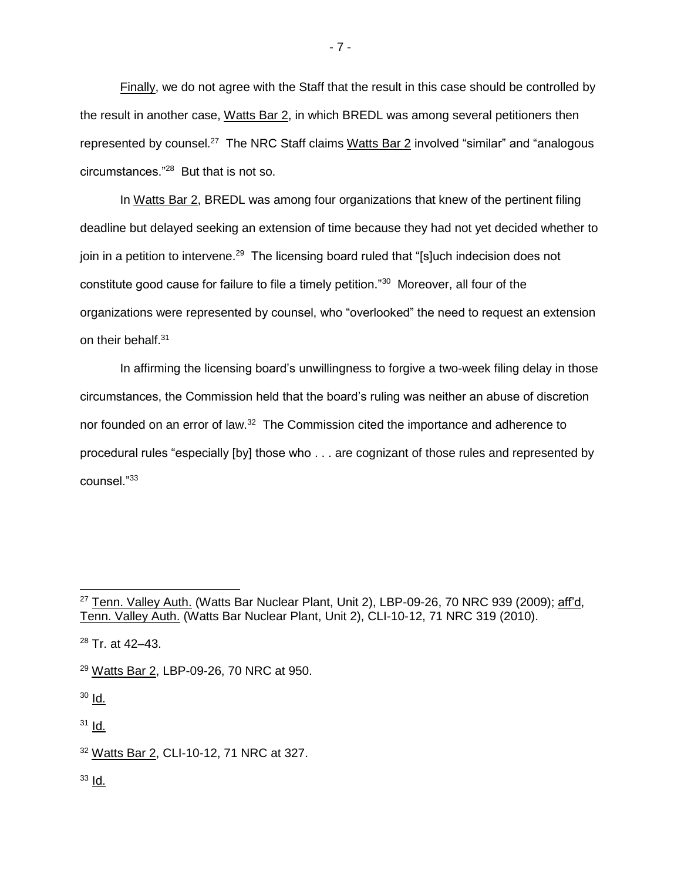Finally, we do not agree with the Staff that the result in this case should be controlled by the result in another case, Watts Bar 2, in which BREDL was among several petitioners then represented by counsel.[27] The NRC Staff claims Watts Bar 2 involved "similar" and "analogous circumstances."[28] But that is not so.

In Watts Bar 2, BREDL was among four organizations that knew of the pertinent filing deadline but delayed seeking an extension of time because they had not yet decided whether to join in a petition to intervene.[29] The licensing board ruled that "[s]uch indecision does not constitute good cause for failure to file a timely petition."[30] Moreover, all four of the organizations were represented by counsel, who "overlooked" the need to request an extension on their behalf.[31]

In affirming the licensing board's unwillingness to forgive a two-week filing delay in those circumstances, the Commission held that the board's ruling was neither an abuse of discretion nor founded on an error of law.[32] The Commission cited the importance and adherence to procedural rules "especially [by] those who . . . are cognizant of those rules and represented by counsel."[33]

---

[27] Tenn. Valley Auth. (Watts Bar Nuclear Plant, Unit 2), LBP-09-26, 70 NRC 939 (2009); aff'd, Tenn. Valley Auth. (Watts Bar Nuclear Plant, Unit 2), CLI-10-12, 71 NRC 319 (2010).

[28] Tr. at 42–43.

[29] Watts Bar 2, LBP-09-26, 70 NRC at 950.

[30] Id.

[31] Id.

[32] Watts Bar 2, CLI-10-12, 71 NRC at 327.

[33] Id.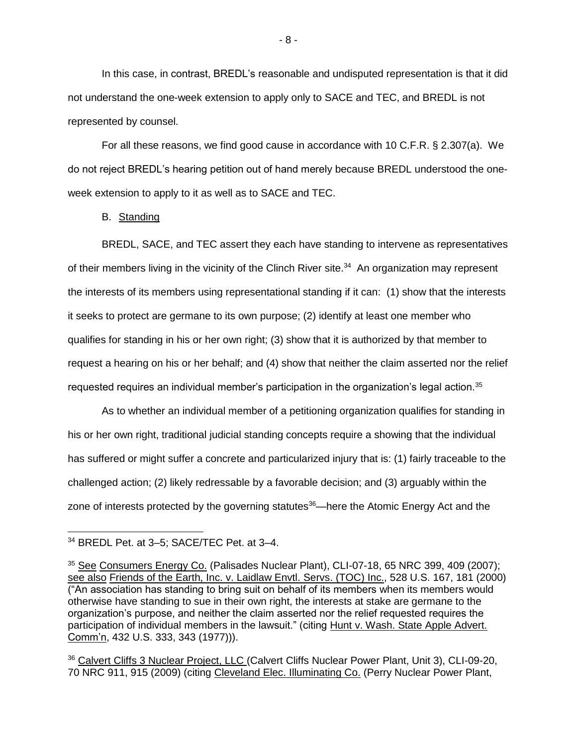In this case, in contrast, BREDL's reasonable and undisputed representation is that it did not understand the one-week extension to apply only to SACE and TEC, and BREDL is not represented by counsel.

For all these reasons, we find good cause in accordance with 10 C.F.R. § 2.307(a). We do not reject BREDL's hearing petition out of hand merely because BREDL understood the one-week extension to apply to it as well as to SACE and TEC.

B. Standing

BREDL, SACE, and TEC assert they each have standing to intervene as representatives of their members living in the vicinity of the Clinch River site.[34] An organization may represent the interests of its members using representational standing if it can: (1) show that the interests it seeks to protect are germane to its own purpose; (2) identify at least one member who qualifies for standing in his or her own right; (3) show that it is authorized by that member to request a hearing on his or her behalf; and (4) show that neither the claim asserted nor the relief requested requires an individual member's participation in the organization's legal action.[35]

As to whether an individual member of a petitioning organization qualifies for standing in his or her own right, traditional judicial standing concepts require a showing that the individual has suffered or might suffer a concrete and particularized injury that is: (1) fairly traceable to the challenged action; (2) likely redressable by a favorable decision; and (3) arguably within the zone of interests protected by the governing statutes[36]—here the Atomic Energy Act and the

---

[34] BREDL Pet. at 3–5; SACE/TEC Pet. at 3–4.

[35] See Consumers Energy Co. (Palisades Nuclear Plant), CLI-07-18, 65 NRC 399, 409 (2007); see also Friends of the Earth, Inc. v. Laidlaw Envtl. Servs. (TOC) Inc., 528 U.S. 167, 181 (2000) ("An association has standing to bring suit on behalf of its members when its members would otherwise have standing to sue in their own right, the interests at stake are germane to the organization's purpose, and neither the claim asserted nor the relief requested requires the participation of individual members in the lawsuit." (citing Hunt v. Wash. State Apple Advert. Comm'n, 432 U.S. 333, 343 (1977))).

[36] Calvert Cliffs 3 Nuclear Project, LLC (Calvert Cliffs Nuclear Power Plant, Unit 3), CLI-09-20, 70 NRC 911, 915 (2009) (citing Cleveland Elec. Illuminating Co. (Perry Nuclear Power Plant,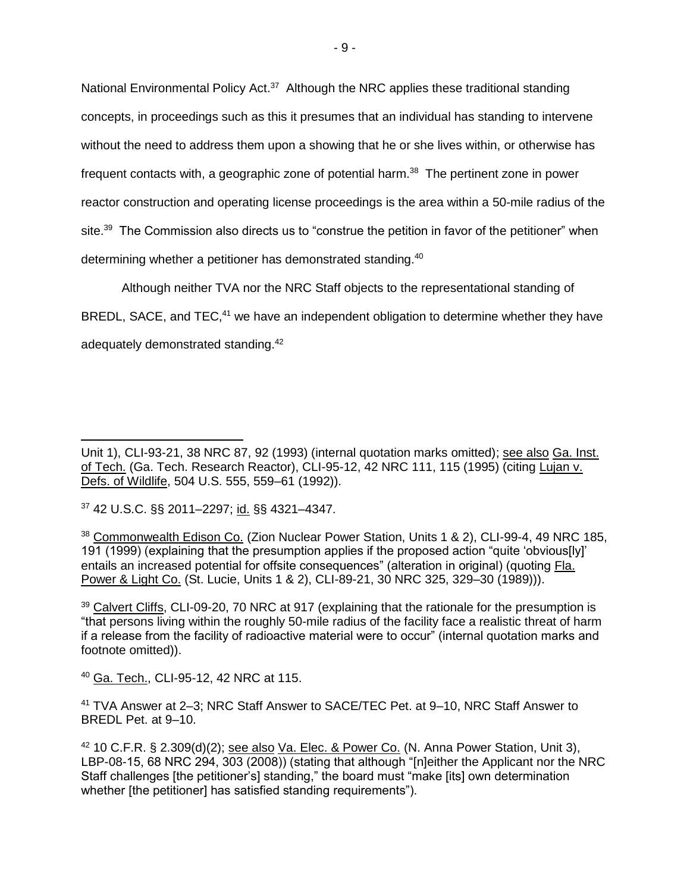National Environmental Policy Act.[37] Although the NRC applies these traditional standing concepts, in proceedings such as this it presumes that an individual has standing to intervene without the need to address them upon a showing that he or she lives within, or otherwise has frequent contacts with, a geographic zone of potential harm.[38] The pertinent zone in power reactor construction and operating license proceedings is the area within a 50-mile radius of the site.[39] The Commission also directs us to "construe the petition in favor of the petitioner" when determining whether a petitioner has demonstrated standing.[40]

Although neither TVA nor the NRC Staff objects to the representational standing of BREDL, SACE, and TEC,[41] we have an independent obligation to determine whether they have adequately demonstrated standing.[42]

---

Unit 1), CLI-93-21, 38 NRC 87, 92 (1993) (internal quotation marks omitted); see also Ga. Inst. of Tech. (Ga. Tech. Research Reactor), CLI-95-12, 42 NRC 111, 115 (1995) (citing Lujan v. Defs. of Wildlife, 504 U.S. 555, 559–61 (1992)).

[37] 42 U.S.C. §§ 2011–2297; id. §§ 4321–4347.

[38] Commonwealth Edison Co. (Zion Nuclear Power Station, Units 1 & 2), CLI-99-4, 49 NRC 185, 191 (1999) (explaining that the presumption applies if the proposed action "quite 'obvious[ly]' entails an increased potential for offsite consequences" (alteration in original) (quoting Fla. Power & Light Co. (St. Lucie, Units 1 & 2), CLI-89-21, 30 NRC 325, 329–30 (1989))).

[39] Calvert Cliffs, CLI-09-20, 70 NRC at 917 (explaining that the rationale for the presumption is "that persons living within the roughly 50-mile radius of the facility face a realistic threat of harm if a release from the facility of radioactive material were to occur" (internal quotation marks and footnote omitted)).

[40] Ga. Tech., CLI-95-12, 42 NRC at 115.

[41] TVA Answer at 2–3; NRC Staff Answer to SACE/TEC Pet. at 9–10, NRC Staff Answer to BREDL Pet. at 9–10.

[42] 10 C.F.R. § 2.309(d)(2); see also Va. Elec. & Power Co. (N. Anna Power Station, Unit 3), LBP-08-15, 68 NRC 294, 303 (2008)) (stating that although "[n]either the Applicant nor the NRC Staff challenges [the petitioner's] standing," the board must "make [its] own determination whether [the petitioner] has satisfied standing requirements").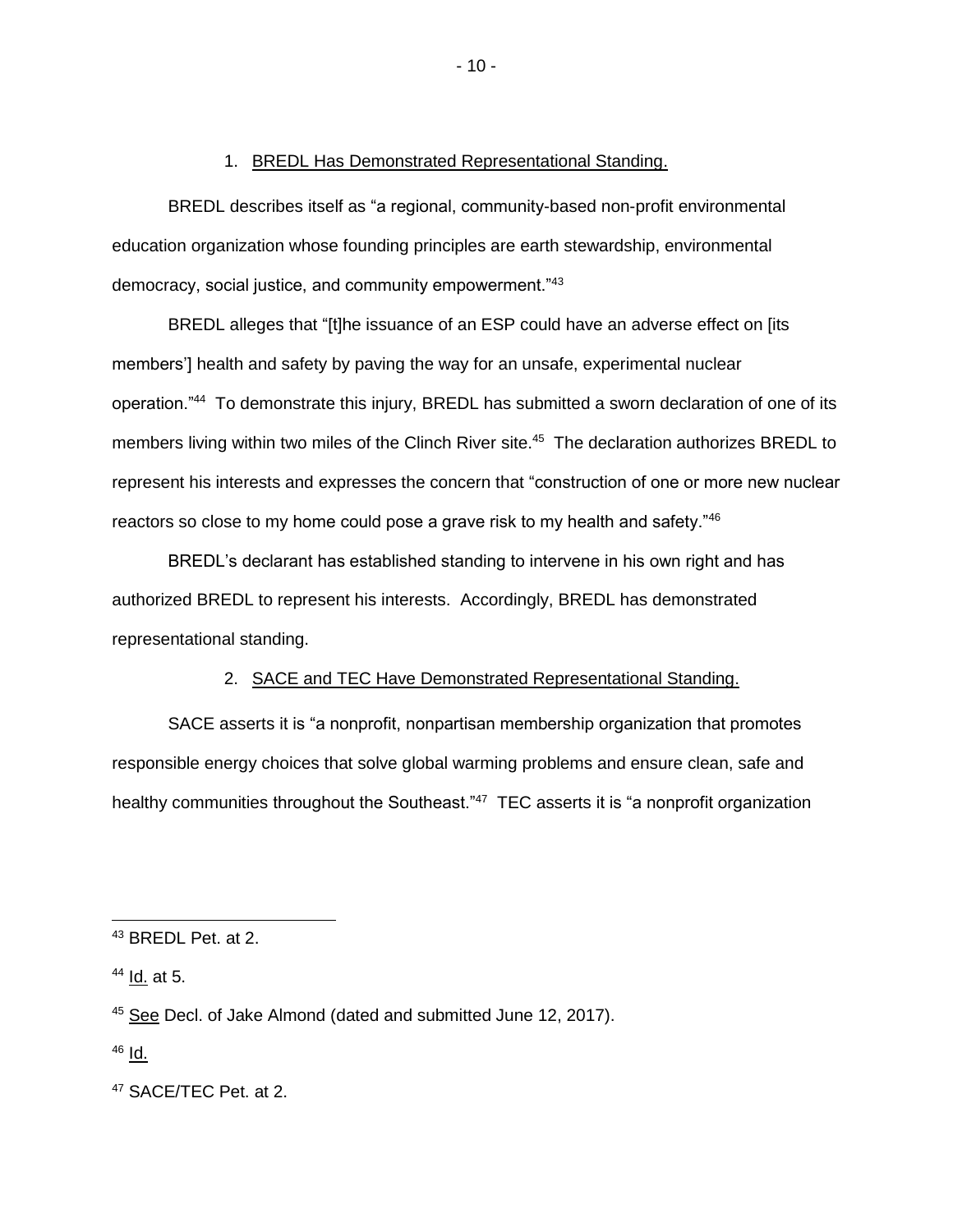### 1. BREDL Has Demonstrated Representational Standing.

BREDL describes itself as "a regional, community-based non-profit environmental education organization whose founding principles are earth stewardship, environmental democracy, social justice, and community empowerment."[43]

BREDL alleges that "[t]he issuance of an ESP could have an adverse effect on [its members'] health and safety by paving the way for an unsafe, experimental nuclear operation."[44] To demonstrate this injury, BREDL has submitted a sworn declaration of one of its members living within two miles of the Clinch River site.[45] The declaration authorizes BREDL to represent his interests and expresses the concern that "construction of one or more new nuclear reactors so close to my home could pose a grave risk to my health and safety."[46]

BREDL's declarant has established standing to intervene in his own right and has authorized BREDL to represent his interests. Accordingly, BREDL has demonstrated representational standing.

### 2. SACE and TEC Have Demonstrated Representational Standing.

SACE asserts it is "a nonprofit, nonpartisan membership organization that promotes responsible energy choices that solve global warming problems and ensure clean, safe and healthy communities throughout the Southeast."[47] TEC asserts it is "a nonprofit organization

---

[43] BREDL Pet. at 2.

[44] Id. at 5.

[45] See Decl. of Jake Almond (dated and submitted June 12, 2017).

[46] Id.

[47] SACE/TEC Pet. at 2.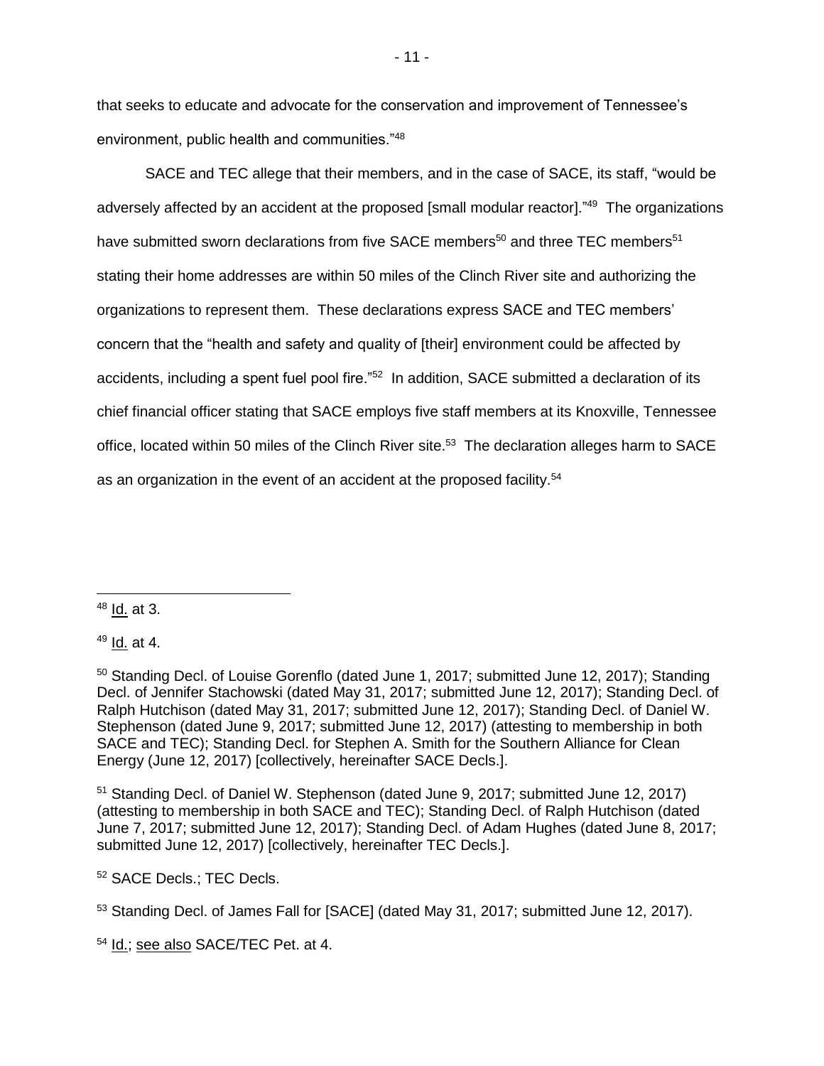that seeks to educate and advocate for the conservation and improvement of Tennessee's environment, public health and communities."[48]

SACE and TEC allege that their members, and in the case of SACE, its staff, "would be adversely affected by an accident at the proposed [small modular reactor]."[49] The organizations have submitted sworn declarations from five SACE members[50] and three TEC members[51] stating their home addresses are within 50 miles of the Clinch River site and authorizing the organizations to represent them. These declarations express SACE and TEC members' concern that the "health and safety and quality of [their] environment could be affected by accidents, including a spent fuel pool fire."[52] In addition, SACE submitted a declaration of its chief financial officer stating that SACE employs five staff members at its Knoxville, Tennessee office, located within 50 miles of the Clinch River site.[53] The declaration alleges harm to SACE as an organization in the event of an accident at the proposed facility.[54]

---

[48] Id. at 3.

[49] Id. at 4.

[50] Standing Decl. of Louise Gorenflo (dated June 1, 2017; submitted June 12, 2017); Standing Decl. of Jennifer Stachowski (dated May 31, 2017; submitted June 12, 2017); Standing Decl. of Ralph Hutchison (dated May 31, 2017; submitted June 12, 2017); Standing Decl. of Daniel W. Stephenson (dated June 9, 2017; submitted June 12, 2017) (attesting to membership in both SACE and TEC); Standing Decl. for Stephen A. Smith for the Southern Alliance for Clean Energy (June 12, 2017) [collectively, hereinafter SACE Decls.].

[51] Standing Decl. of Daniel W. Stephenson (dated June 9, 2017; submitted June 12, 2017) (attesting to membership in both SACE and TEC); Standing Decl. of Ralph Hutchison (dated June 7, 2017; submitted June 12, 2017); Standing Decl. of Adam Hughes (dated June 8, 2017; submitted June 12, 2017) [collectively, hereinafter TEC Decls.].

[52] SACE Decls.; TEC Decls.

[53] Standing Decl. of James Fall for [SACE] (dated May 31, 2017; submitted June 12, 2017).

[54] Id.; see also SACE/TEC Pet. at 4.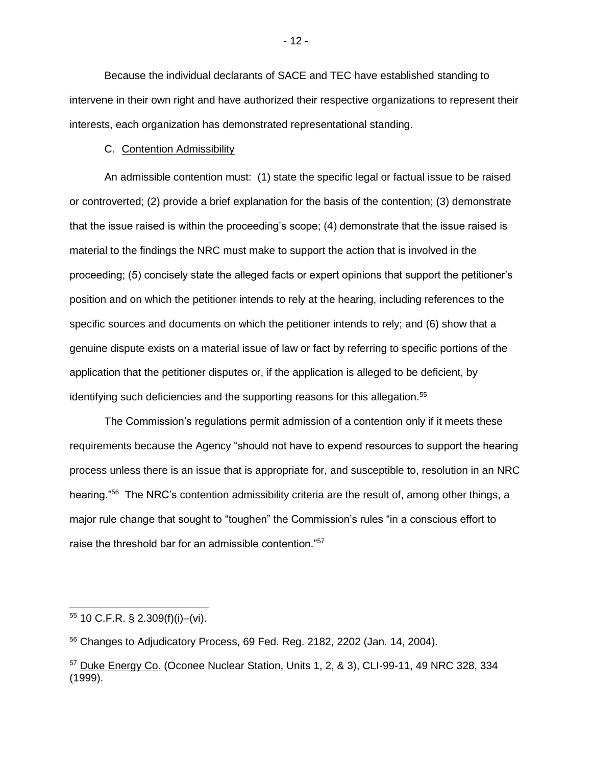Because the individual declarants of SACE and TEC have established standing to intervene in their own right and have authorized their respective organizations to represent their interests, each organization has demonstrated representational standing.

### C. Contention Admissibility

An admissible contention must: (1) state the specific legal or factual issue to be raised or controverted; (2) provide a brief explanation for the basis of the contention; (3) demonstrate that the issue raised is within the proceeding's scope; (4) demonstrate that the issue raised is material to the findings the NRC must make to support the action that is involved in the proceeding; (5) concisely state the alleged facts or expert opinions that support the petitioner's position and on which the petitioner intends to rely at the hearing, including references to the specific sources and documents on which the petitioner intends to rely; and (6) show that a genuine dispute exists on a material issue of law or fact by referring to specific portions of the application that the petitioner disputes or, if the application is alleged to be deficient, by identifying such deficiencies and the supporting reasons for this allegation.[55]

The Commission's regulations permit admission of a contention only if it meets these requirements because the Agency "should not have to expend resources to support the hearing process unless there is an issue that is appropriate for, and susceptible to, resolution in an NRC hearing."[56] The NRC's contention admissibility criteria are the result of, among other things, a major rule change that sought to "toughen" the Commission's rules "in a conscious effort to raise the threshold bar for an admissible contention."[57]

---

[55] 10 C.F.R. § 2.309(f)(i)–(vi).

[56] Changes to Adjudicatory Process, 69 Fed. Reg. 2182, 2202 (Jan. 14, 2004).

[57] Duke Energy Co. (Oconee Nuclear Station, Units 1, 2, & 3), CLI-99-11, 49 NRC 328, 334 (1999).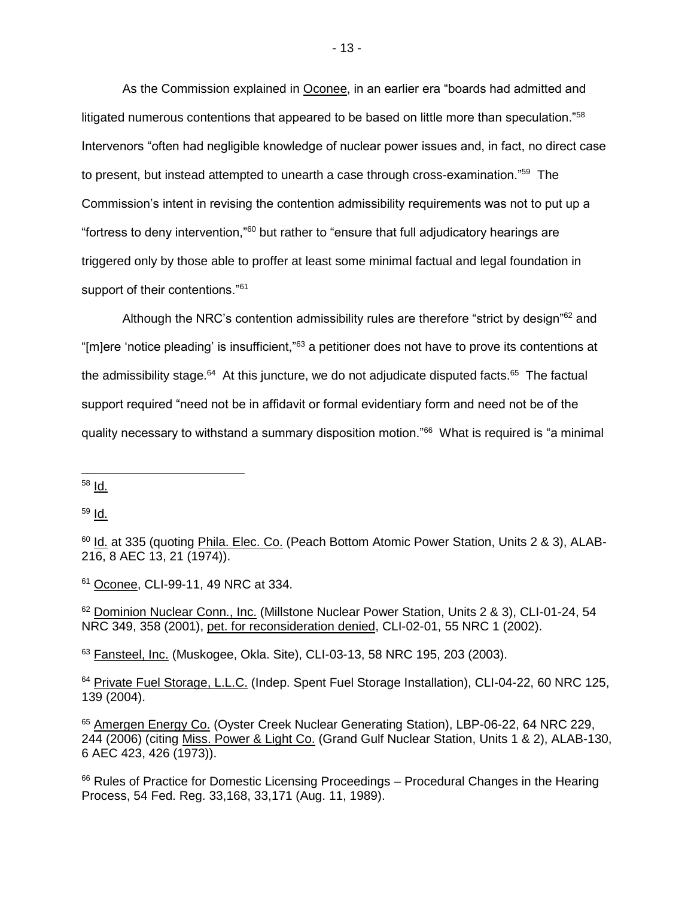As the Commission explained in Oconee, in an earlier era "boards had admitted and litigated numerous contentions that appeared to be based on little more than speculation."[58] Intervenors "often had negligible knowledge of nuclear power issues and, in fact, no direct case to present, but instead attempted to unearth a case through cross-examination."[59] The Commission's intent in revising the contention admissibility requirements was not to put up a "fortress to deny intervention,"[60] but rather to "ensure that full adjudicatory hearings are triggered only by those able to proffer at least some minimal factual and legal foundation in support of their contentions."[61]

Although the NRC's contention admissibility rules are therefore "strict by design"[62] and "[m]ere 'notice pleading' is insufficient,"[63] a petitioner does not have to prove its contentions at the admissibility stage.[64] At this juncture, we do not adjudicate disputed facts.[65] The factual support required "need not be in affidavit or formal evidentiary form and need not be of the quality necessary to withstand a summary disposition motion."[66] What is required is "a minimal

---

[58] Id.

[59] Id.

[60] Id. at 335 (quoting Phila. Elec. Co. (Peach Bottom Atomic Power Station, Units 2 & 3), ALAB-216, 8 AEC 13, 21 (1974)).

[61] Oconee, CLI-99-11, 49 NRC at 334.

[62] Dominion Nuclear Conn., Inc. (Millstone Nuclear Power Station, Units 2 & 3), CLI-01-24, 54 NRC 349, 358 (2001), pet. for reconsideration denied, CLI-02-01, 55 NRC 1 (2002).

[63] Fansteel, Inc. (Muskogee, Okla. Site), CLI-03-13, 58 NRC 195, 203 (2003).

[64] Private Fuel Storage, L.L.C. (Indep. Spent Fuel Storage Installation), CLI-04-22, 60 NRC 125, 139 (2004).

[65] Amergen Energy Co. (Oyster Creek Nuclear Generating Station), LBP-06-22, 64 NRC 229, 244 (2006) (citing Miss. Power & Light Co. (Grand Gulf Nuclear Station, Units 1 & 2), ALAB-130, 6 AEC 423, 426 (1973)).

[66] Rules of Practice for Domestic Licensing Proceedings – Procedural Changes in the Hearing Process, 54 Fed. Reg. 33,168, 33,171 (Aug. 11, 1989).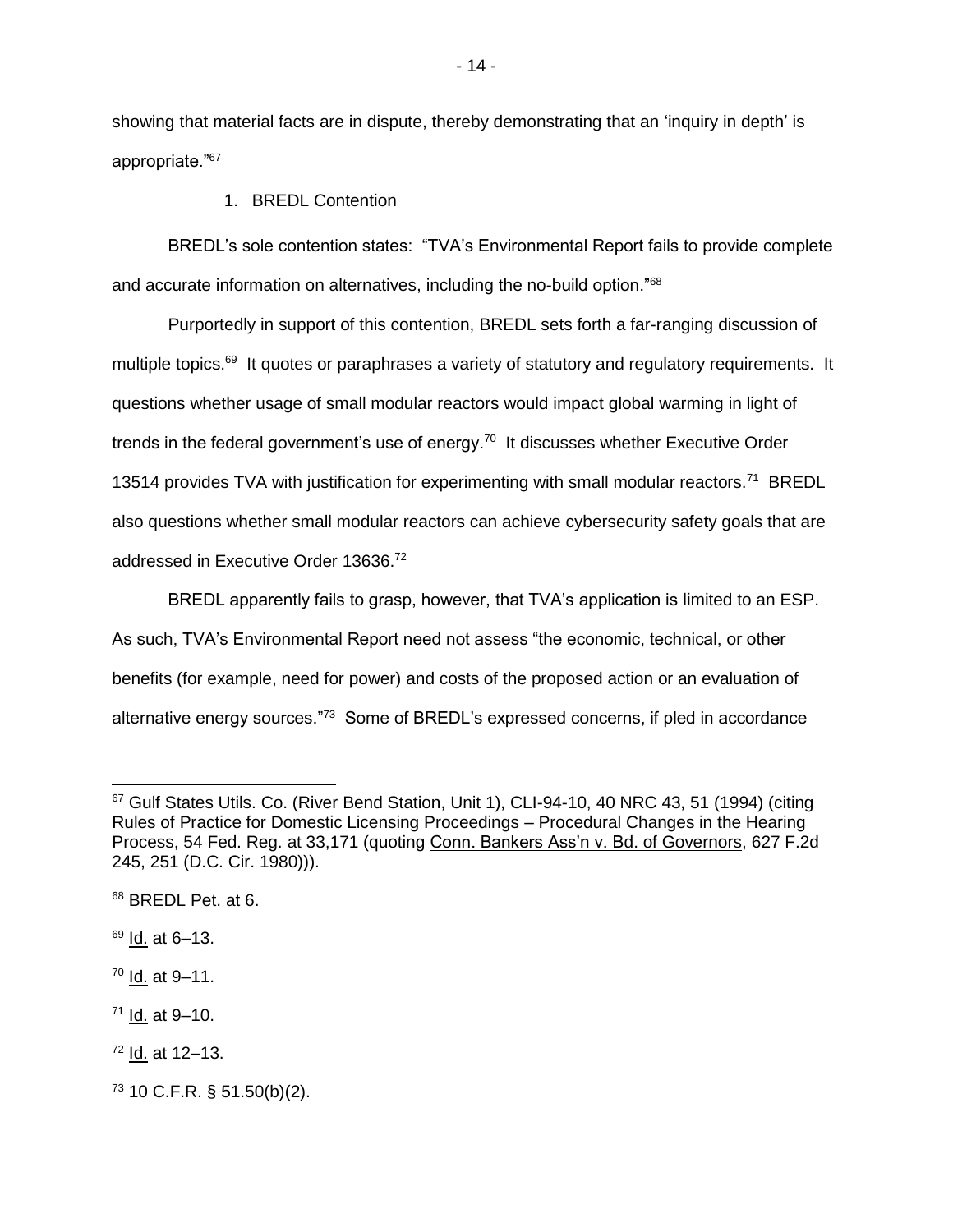showing that material facts are in dispute, thereby demonstrating that an 'inquiry in depth' is appropriate."[67]

1. BREDL Contention

BREDL's sole contention states: "TVA's Environmental Report fails to provide complete and accurate information on alternatives, including the no-build option."[68]

Purportedly in support of this contention, BREDL sets forth a far-ranging discussion of multiple topics.[69] It quotes or paraphrases a variety of statutory and regulatory requirements. It questions whether usage of small modular reactors would impact global warming in light of trends in the federal government's use of energy.[70] It discusses whether Executive Order 13514 provides TVA with justification for experimenting with small modular reactors.[71] BREDL also questions whether small modular reactors can achieve cybersecurity safety goals that are addressed in Executive Order 13636.[72]

BREDL apparently fails to grasp, however, that TVA's application is limited to an ESP. As such, TVA's Environmental Report need not assess "the economic, technical, or other benefits (for example, need for power) and costs of the proposed action or an evaluation of alternative energy sources."[73] Some of BREDL's expressed concerns, if pled in accordance

---

[67] Gulf States Utils. Co. (River Bend Station, Unit 1), CLI-94-10, 40 NRC 43, 51 (1994) (citing Rules of Practice for Domestic Licensing Proceedings – Procedural Changes in the Hearing Process, 54 Fed. Reg. at 33,171 (quoting Conn. Bankers Ass'n v. Bd. of Governors, 627 F.2d 245, 251 (D.C. Cir. 1980))).

[68] BREDL Pet. at 6.

[69] Id. at 6–13.

[70] Id. at 9–11.

[71] Id. at 9–10.

[72] Id. at 12–13.

[73] 10 C.F.R. § 51.50(b)(2).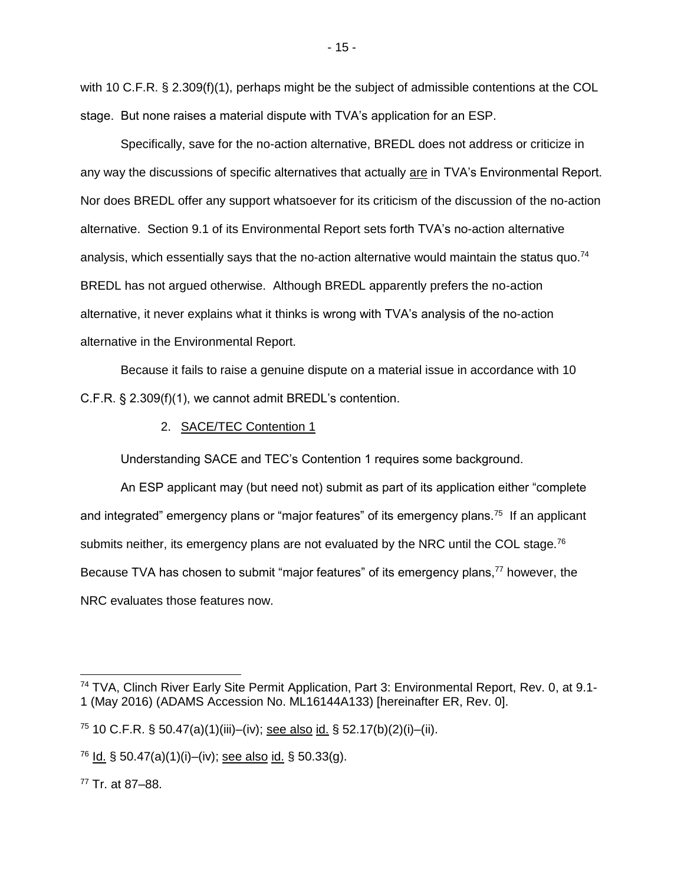with 10 C.F.R. § 2.309(f)(1), perhaps might be the subject of admissible contentions at the COL stage. But none raises a material dispute with TVA's application for an ESP.

Specifically, save for the no-action alternative, BREDL does not address or criticize in any way the discussions of specific alternatives that actually are in TVA's Environmental Report. Nor does BREDL offer any support whatsoever for its criticism of the discussion of the no-action alternative. Section 9.1 of its Environmental Report sets forth TVA's no-action alternative analysis, which essentially says that the no-action alternative would maintain the status quo.[74] BREDL has not argued otherwise. Although BREDL apparently prefers the no-action alternative, it never explains what it thinks is wrong with TVA's analysis of the no-action alternative in the Environmental Report.

Because it fails to raise a genuine dispute on a material issue in accordance with 10 C.F.R. § 2.309(f)(1), we cannot admit BREDL's contention.

2. SACE/TEC Contention 1

Understanding SACE and TEC's Contention 1 requires some background.

An ESP applicant may (but need not) submit as part of its application either "complete and integrated" emergency plans or "major features" of its emergency plans.[75] If an applicant submits neither, its emergency plans are not evaluated by the NRC until the COL stage.[76] Because TVA has chosen to submit "major features" of its emergency plans,[77] however, the NRC evaluates those features now.

---

[74] TVA, Clinch River Early Site Permit Application, Part 3: Environmental Report, Rev. 0, at 9.1-1 (May 2016) (ADAMS Accession No. ML16144A133) [hereinafter ER, Rev. 0].

[75] 10 C.F.R. § 50.47(a)(1)(iii)–(iv); see also id. § 52.17(b)(2)(i)–(ii).

[76] Id. § 50.47(a)(1)(i)–(iv); see also id. § 50.33(g).

[77] Tr. at 87–88.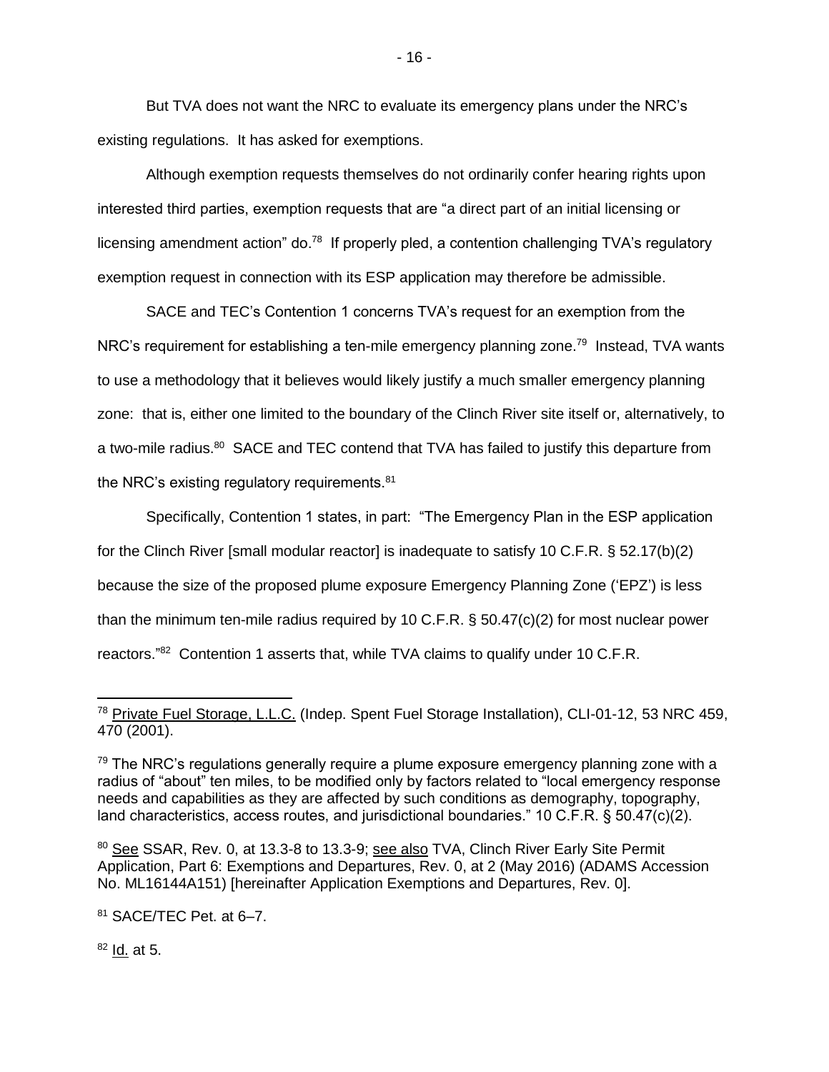But TVA does not want the NRC to evaluate its emergency plans under the NRC's existing regulations. It has asked for exemptions.

Although exemption requests themselves do not ordinarily confer hearing rights upon interested third parties, exemption requests that are "a direct part of an initial licensing or licensing amendment action" do.[78] If properly pled, a contention challenging TVA's regulatory exemption request in connection with its ESP application may therefore be admissible.

SACE and TEC's Contention 1 concerns TVA's request for an exemption from the NRC's requirement for establishing a ten-mile emergency planning zone.[79] Instead, TVA wants to use a methodology that it believes would likely justify a much smaller emergency planning zone: that is, either one limited to the boundary of the Clinch River site itself or, alternatively, to a two-mile radius.[80] SACE and TEC contend that TVA has failed to justify this departure from the NRC's existing regulatory requirements.[81]

Specifically, Contention 1 states, in part: "The Emergency Plan in the ESP application for the Clinch River [small modular reactor] is inadequate to satisfy 10 C.F.R. § 52.17(b)(2) because the size of the proposed plume exposure Emergency Planning Zone ('EPZ') is less than the minimum ten-mile radius required by 10 C.F.R. § 50.47(c)(2) for most nuclear power reactors."[82] Contention 1 asserts that, while TVA claims to qualify under 10 C.F.R.

---

[78] Private Fuel Storage, L.L.C. (Indep. Spent Fuel Storage Installation), CLI-01-12, 53 NRC 459, 470 (2001).

[79] The NRC's regulations generally require a plume exposure emergency planning zone with a radius of "about" ten miles, to be modified only by factors related to "local emergency response needs and capabilities as they are affected by such conditions as demography, topography, land characteristics, access routes, and jurisdictional boundaries." 10 C.F.R. § 50.47(c)(2).

[80] See SSAR, Rev. 0, at 13.3-8 to 13.3-9; see also TVA, Clinch River Early Site Permit Application, Part 6: Exemptions and Departures, Rev. 0, at 2 (May 2016) (ADAMS Accession No. ML16144A151) [hereinafter Application Exemptions and Departures, Rev. 0].

[81] SACE/TEC Pet. at 6–7.

[82] Id. at 5.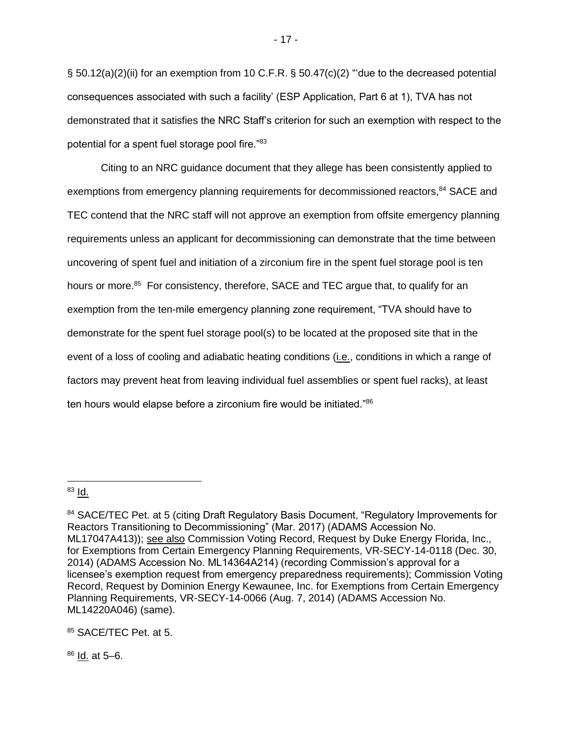§ 50.12(a)(2)(ii) for an exemption from 10 C.F.R. § 50.47(c)(2) "'due to the decreased potential consequences associated with such a facility' (ESP Application, Part 6 at 1), TVA has not demonstrated that it satisfies the NRC Staff's criterion for such an exemption with respect to the potential for a spent fuel storage pool fire."[83]

Citing to an NRC guidance document that they allege has been consistently applied to exemptions from emergency planning requirements for decommissioned reactors,[84] SACE and TEC contend that the NRC staff will not approve an exemption from offsite emergency planning requirements unless an applicant for decommissioning can demonstrate that the time between uncovering of spent fuel and initiation of a zirconium fire in the spent fuel storage pool is ten hours or more.[85] For consistency, therefore, SACE and TEC argue that, to qualify for an exemption from the ten-mile emergency planning zone requirement, "TVA should have to demonstrate for the spent fuel storage pool(s) to be located at the proposed site that in the event of a loss of cooling and adiabatic heating conditions (i.e., conditions in which a range of factors may prevent heat from leaving individual fuel assemblies or spent fuel racks), at least ten hours would elapse before a zirconium fire would be initiated."[86]

---

[83] Id.

[84] SACE/TEC Pet. at 5 (citing Draft Regulatory Basis Document, "Regulatory Improvements for Reactors Transitioning to Decommissioning" (Mar. 2017) (ADAMS Accession No. ML17047A413)); see also Commission Voting Record, Request by Duke Energy Florida, Inc., for Exemptions from Certain Emergency Planning Requirements, VR-SECY-14-0118 (Dec. 30, 2014) (ADAMS Accession No. ML14364A214) (recording Commission's approval for a licensee's exemption request from emergency preparedness requirements); Commission Voting Record, Request by Dominion Energy Kewaunee, Inc. for Exemptions from Certain Emergency Planning Requirements, VR-SECY-14-0066 (Aug. 7, 2014) (ADAMS Accession No. ML14220A046) (same).

[85] SACE/TEC Pet. at 5.

[86] Id. at 5–6.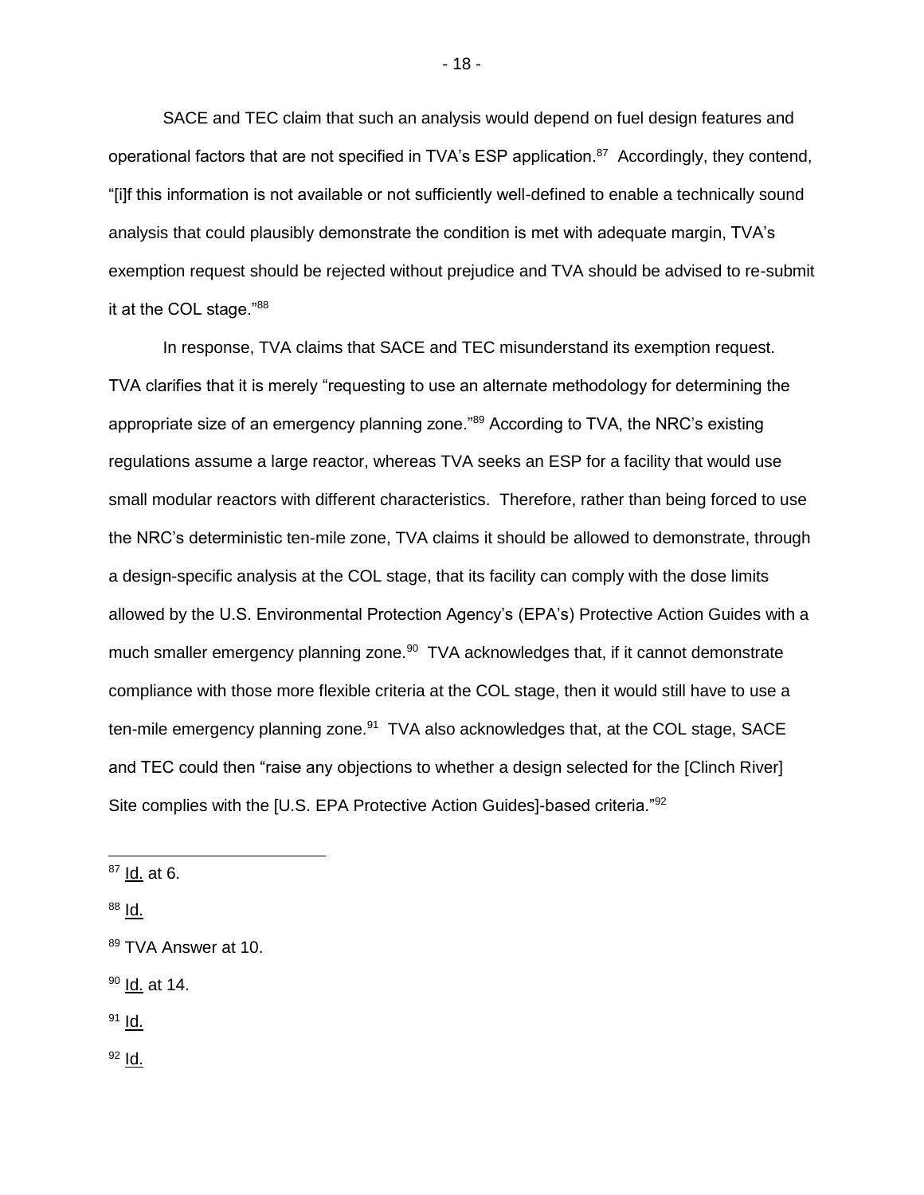SACE and TEC claim that such an analysis would depend on fuel design features and operational factors that are not specified in TVA's ESP application.[87] Accordingly, they contend, "[i]f this information is not available or not sufficiently well-defined to enable a technically sound analysis that could plausibly demonstrate the condition is met with adequate margin, TVA's exemption request should be rejected without prejudice and TVA should be advised to re-submit it at the COL stage."[88]

In response, TVA claims that SACE and TEC misunderstand its exemption request. TVA clarifies that it is merely "requesting to use an alternate methodology for determining the appropriate size of an emergency planning zone."[89] According to TVA, the NRC's existing regulations assume a large reactor, whereas TVA seeks an ESP for a facility that would use small modular reactors with different characteristics. Therefore, rather than being forced to use the NRC's deterministic ten-mile zone, TVA claims it should be allowed to demonstrate, through a design-specific analysis at the COL stage, that its facility can comply with the dose limits allowed by the U.S. Environmental Protection Agency's (EPA's) Protective Action Guides with a much smaller emergency planning zone.[90] TVA acknowledges that, if it cannot demonstrate compliance with those more flexible criteria at the COL stage, then it would still have to use a ten-mile emergency planning zone.[91] TVA also acknowledges that, at the COL stage, SACE and TEC could then "raise any objections to whether a design selected for the [Clinch River] Site complies with the [U.S. EPA Protective Action Guides]-based criteria."[92]

---

[87] Id. at 6.

[88] Id.

[89] TVA Answer at 10.

[90] Id. at 14.

[91] Id.

[92] Id.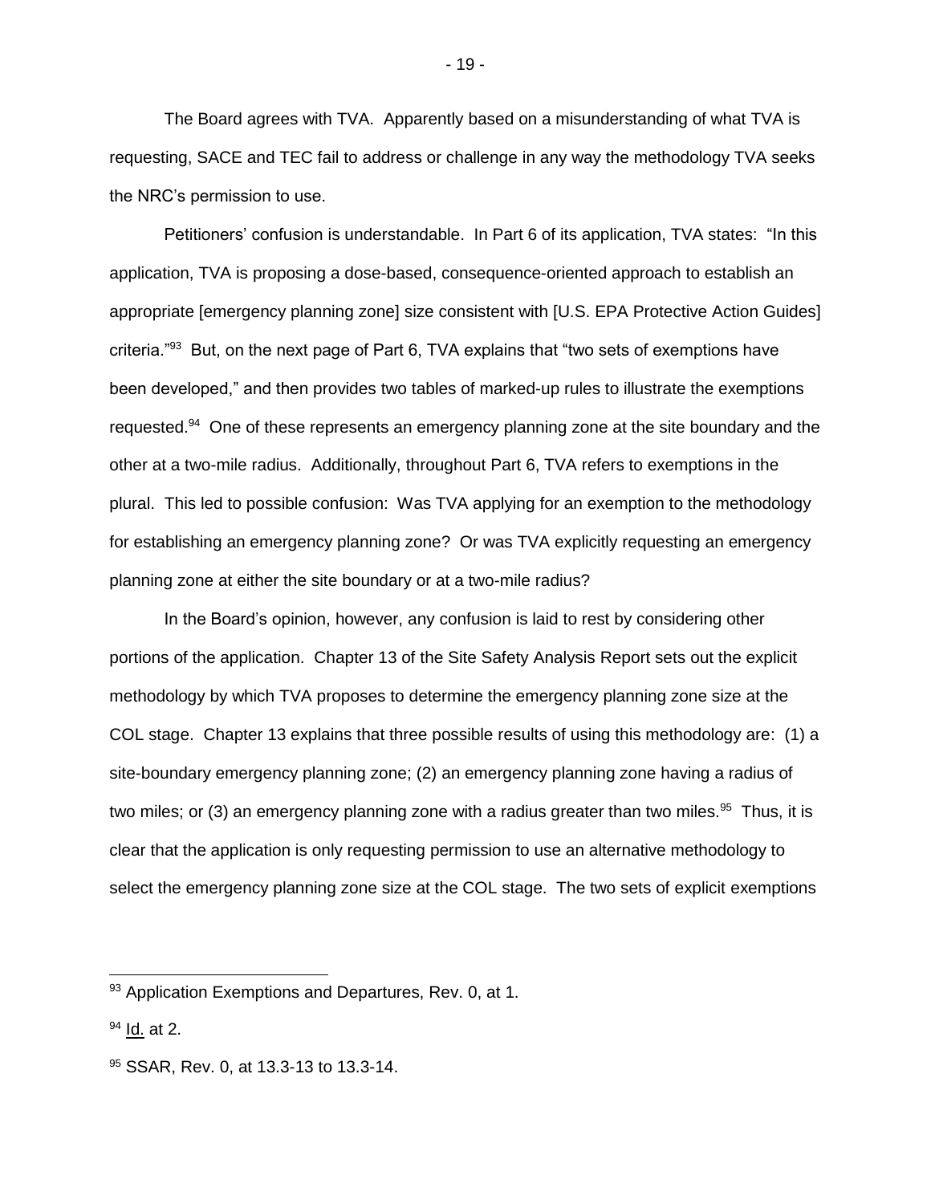The Board agrees with TVA. Apparently based on a misunderstanding of what TVA is requesting, SACE and TEC fail to address or challenge in any way the methodology TVA seeks the NRC's permission to use.

Petitioners' confusion is understandable. In Part 6 of its application, TVA states: "In this application, TVA is proposing a dose-based, consequence-oriented approach to establish an appropriate [emergency planning zone] size consistent with [U.S. EPA Protective Action Guides] criteria."[93] But, on the next page of Part 6, TVA explains that "two sets of exemptions have been developed," and then provides two tables of marked-up rules to illustrate the exemptions requested.[94] One of these represents an emergency planning zone at the site boundary and the other at a two-mile radius. Additionally, throughout Part 6, TVA refers to exemptions in the plural. This led to possible confusion: Was TVA applying for an exemption to the methodology for establishing an emergency planning zone? Or was TVA explicitly requesting an emergency planning zone at either the site boundary or at a two-mile radius?

In the Board's opinion, however, any confusion is laid to rest by considering other portions of the application. Chapter 13 of the Site Safety Analysis Report sets out the explicit methodology by which TVA proposes to determine the emergency planning zone size at the COL stage. Chapter 13 explains that three possible results of using this methodology are: (1) a site-boundary emergency planning zone; (2) an emergency planning zone having a radius of two miles; or (3) an emergency planning zone with a radius greater than two miles.[95] Thus, it is clear that the application is only requesting permission to use an alternative methodology to select the emergency planning zone size at the COL stage. The two sets of explicit exemptions

---

[93] Application Exemptions and Departures, Rev. 0, at 1.

[94] Id. at 2.

[95] SSAR, Rev. 0, at 13.3-13 to 13.3-14.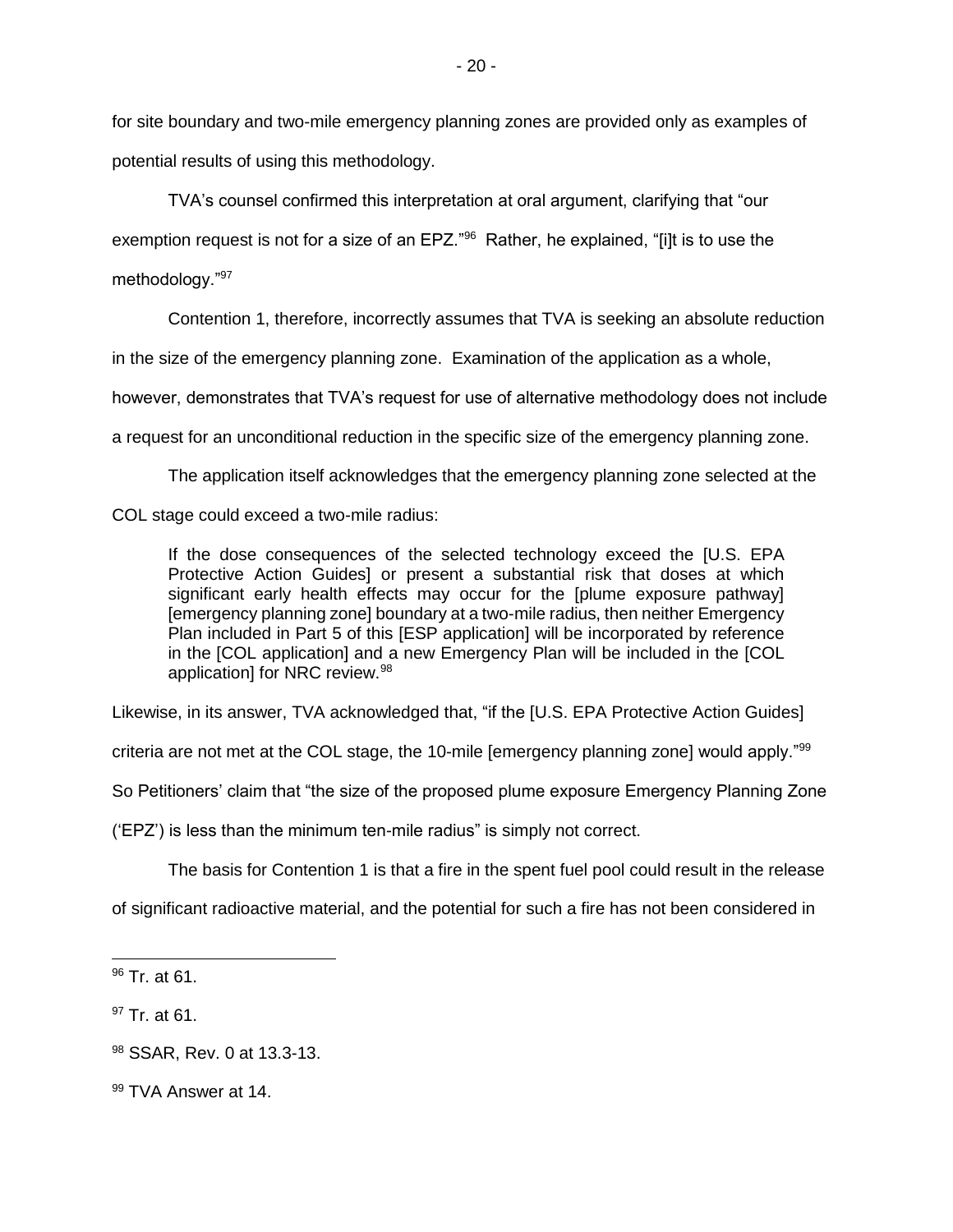for site boundary and two-mile emergency planning zones are provided only as examples of potential results of using this methodology.

TVA's counsel confirmed this interpretation at oral argument, clarifying that "our exemption request is not for a size of an EPZ."[96] Rather, he explained, "[i]t is to use the methodology."[97]

Contention 1, therefore, incorrectly assumes that TVA is seeking an absolute reduction in the size of the emergency planning zone. Examination of the application as a whole, however, demonstrates that TVA's request for use of alternative methodology does not include a request for an unconditional reduction in the specific size of the emergency planning zone.

The application itself acknowledges that the emergency planning zone selected at the COL stage could exceed a two-mile radius:

> If the dose consequences of the selected technology exceed the [U.S. EPA Protective Action Guides] or present a substantial risk that doses at which significant early health effects may occur for the [plume exposure pathway] [emergency planning zone] boundary at a two-mile radius, then neither Emergency Plan included in Part 5 of this [ESP application] will be incorporated by reference in the [COL application] and a new Emergency Plan will be included in the [COL application] for NRC review.[98]

Likewise, in its answer, TVA acknowledged that, "if the [U.S. EPA Protective Action Guides] criteria are not met at the COL stage, the 10-mile [emergency planning zone] would apply."[99] So Petitioners' claim that "the size of the proposed plume exposure Emergency Planning Zone ('EPZ') is less than the minimum ten-mile radius" is simply not correct.

The basis for Contention 1 is that a fire in the spent fuel pool could result in the release of significant radioactive material, and the potential for such a fire has not been considered in

---

[96] Tr. at 61.

[97] Tr. at 61.

[98] SSAR, Rev. 0 at 13.3-13.

[99] TVA Answer at 14.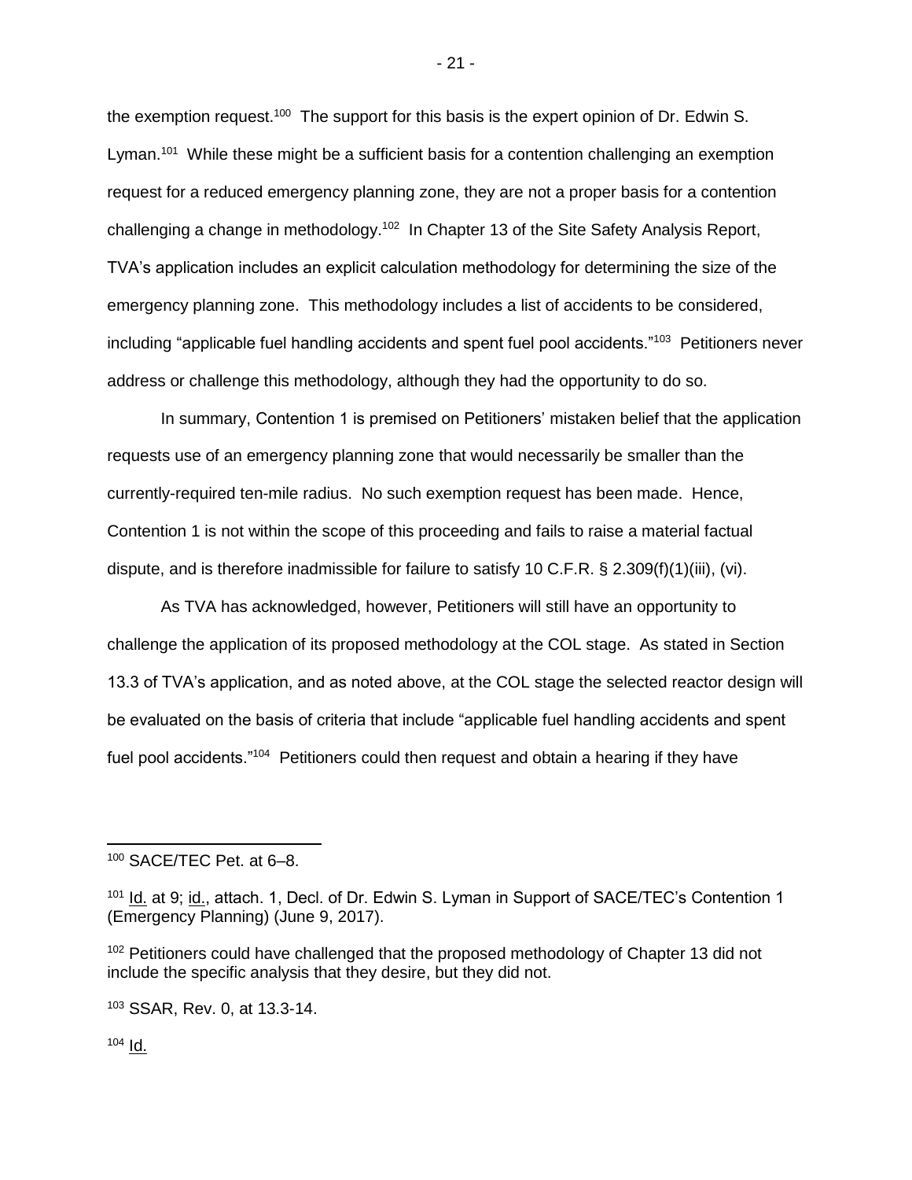the exemption request.[100] The support for this basis is the expert opinion of Dr. Edwin S. Lyman.[101] While these might be a sufficient basis for a contention challenging an exemption request for a reduced emergency planning zone, they are not a proper basis for a contention challenging a change in methodology.[102] In Chapter 13 of the Site Safety Analysis Report, TVA's application includes an explicit calculation methodology for determining the size of the emergency planning zone. This methodology includes a list of accidents to be considered, including "applicable fuel handling accidents and spent fuel pool accidents."[103] Petitioners never address or challenge this methodology, although they had the opportunity to do so.

In summary, Contention 1 is premised on Petitioners' mistaken belief that the application requests use of an emergency planning zone that would necessarily be smaller than the currently-required ten-mile radius. No such exemption request has been made. Hence, Contention 1 is not within the scope of this proceeding and fails to raise a material factual dispute, and is therefore inadmissible for failure to satisfy 10 C.F.R. § 2.309(f)(1)(iii), (vi).

As TVA has acknowledged, however, Petitioners will still have an opportunity to challenge the application of its proposed methodology at the COL stage. As stated in Section 13.3 of TVA's application, and as noted above, at the COL stage the selected reactor design will be evaluated on the basis of criteria that include "applicable fuel handling accidents and spent fuel pool accidents."[104] Petitioners could then request and obtain a hearing if they have

---

[100] SACE/TEC Pet. at 6–8.

[101] Id. at 9; id., attach. 1, Decl. of Dr. Edwin S. Lyman in Support of SACE/TEC's Contention 1 (Emergency Planning) (June 9, 2017).

[102] Petitioners could have challenged that the proposed methodology of Chapter 13 did not include the specific analysis that they desire, but they did not.

[103] SSAR, Rev. 0, at 13.3-14.

[104] Id.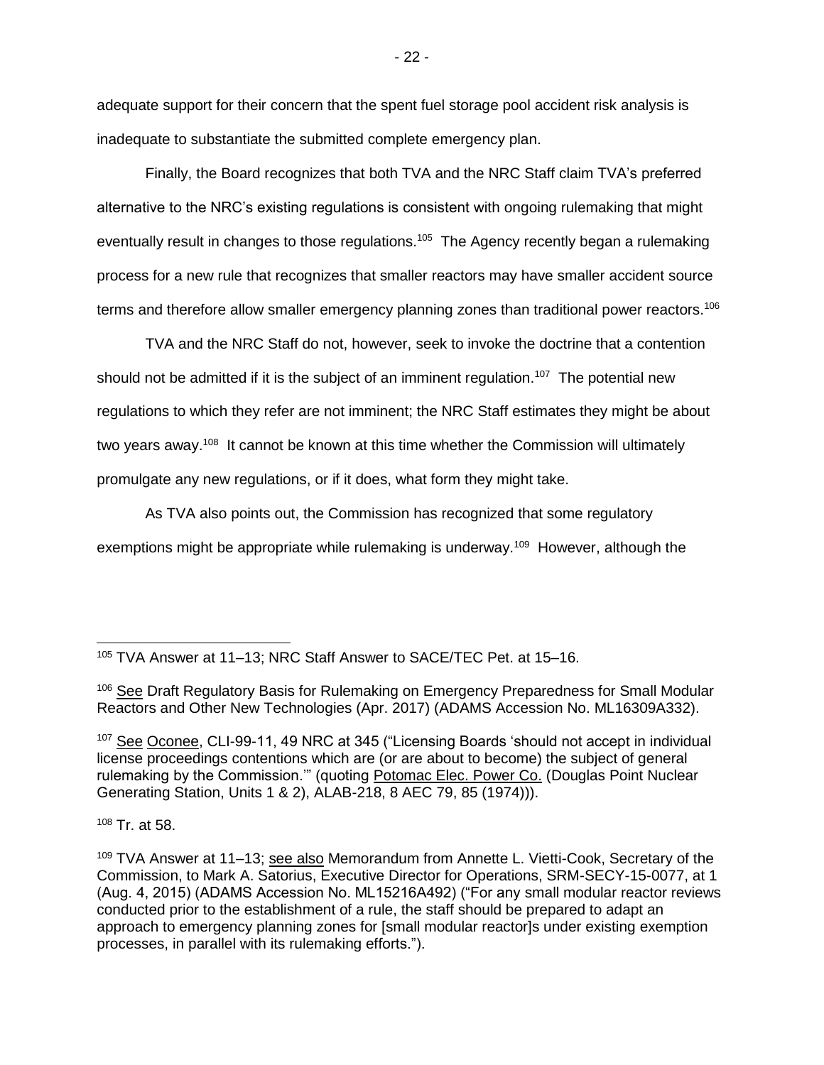adequate support for their concern that the spent fuel storage pool accident risk analysis is inadequate to substantiate the submitted complete emergency plan.

Finally, the Board recognizes that both TVA and the NRC Staff claim TVA's preferred alternative to the NRC's existing regulations is consistent with ongoing rulemaking that might eventually result in changes to those regulations.[105] The Agency recently began a rulemaking process for a new rule that recognizes that smaller reactors may have smaller accident source terms and therefore allow smaller emergency planning zones than traditional power reactors.[106]

TVA and the NRC Staff do not, however, seek to invoke the doctrine that a contention should not be admitted if it is the subject of an imminent regulation.[107] The potential new regulations to which they refer are not imminent; the NRC Staff estimates they might be about two years away.[108] It cannot be known at this time whether the Commission will ultimately promulgate any new regulations, or if it does, what form they might take.

As TVA also points out, the Commission has recognized that some regulatory exemptions might be appropriate while rulemaking is underway.[109] However, although the

---

[105] TVA Answer at 11–13; NRC Staff Answer to SACE/TEC Pet. at 15–16.

[106] See Draft Regulatory Basis for Rulemaking on Emergency Preparedness for Small Modular Reactors and Other New Technologies (Apr. 2017) (ADAMS Accession No. ML16309A332).

[107] See Oconee, CLI-99-11, 49 NRC at 345 ("Licensing Boards 'should not accept in individual license proceedings contentions which are (or are about to become) the subject of general rulemaking by the Commission.'" (quoting Potomac Elec. Power Co. (Douglas Point Nuclear Generating Station, Units 1 & 2), ALAB-218, 8 AEC 79, 85 (1974))).

[108] Tr. at 58.

[109] TVA Answer at 11–13; see also Memorandum from Annette L. Vietti-Cook, Secretary of the Commission, to Mark A. Satorius, Executive Director for Operations, SRM-SECY-15-0077, at 1 (Aug. 4, 2015) (ADAMS Accession No. ML15216A492) ("For any small modular reactor reviews conducted prior to the establishment of a rule, the staff should be prepared to adapt an approach to emergency planning zones for [small modular reactor]s under existing exemption processes, in parallel with its rulemaking efforts.").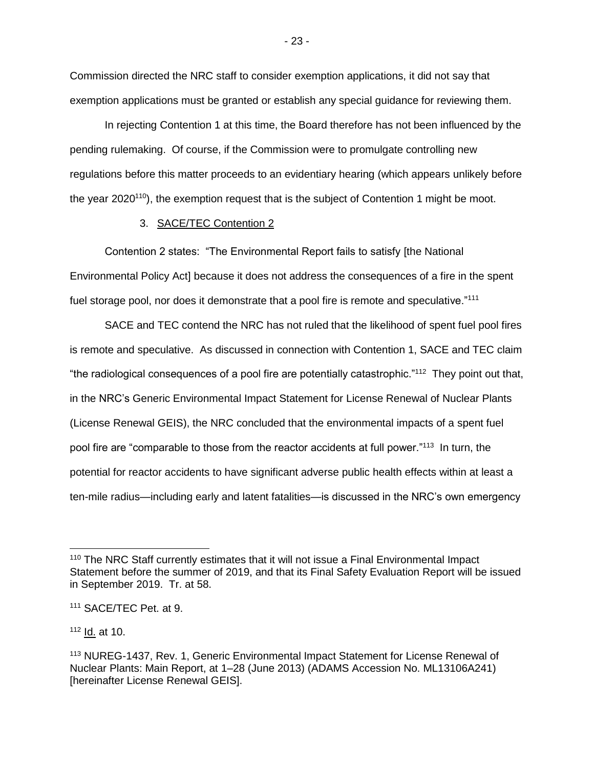Commission directed the NRC staff to consider exemption applications, it did not say that exemption applications must be granted or establish any special guidance for reviewing them.

In rejecting Contention 1 at this time, the Board therefore has not been influenced by the pending rulemaking. Of course, if the Commission were to promulgate controlling new regulations before this matter proceeds to an evidentiary hearing (which appears unlikely before the year 2020[110]), the exemption request that is the subject of Contention 1 might be moot.

### 3. SACE/TEC Contention 2

Contention 2 states: "The Environmental Report fails to satisfy [the National Environmental Policy Act] because it does not address the consequences of a fire in the spent fuel storage pool, nor does it demonstrate that a pool fire is remote and speculative."[111]

SACE and TEC contend the NRC has not ruled that the likelihood of spent fuel pool fires is remote and speculative. As discussed in connection with Contention 1, SACE and TEC claim "the radiological consequences of a pool fire are potentially catastrophic."[112] They point out that, in the NRC's Generic Environmental Impact Statement for License Renewal of Nuclear Plants (License Renewal GEIS), the NRC concluded that the environmental impacts of a spent fuel pool fire are "comparable to those from the reactor accidents at full power."[113] In turn, the potential for reactor accidents to have significant adverse public health effects within at least a ten-mile radius—including early and latent fatalities—is discussed in the NRC's own emergency

---

[110] The NRC Staff currently estimates that it will not issue a Final Environmental Impact Statement before the summer of 2019, and that its Final Safety Evaluation Report will be issued in September 2019. Tr. at 58.

[111] SACE/TEC Pet. at 9.

[112] Id. at 10.

[113] NUREG-1437, Rev. 1, Generic Environmental Impact Statement for License Renewal of Nuclear Plants: Main Report, at 1–28 (June 2013) (ADAMS Accession No. ML13106A241) [hereinafter License Renewal GEIS].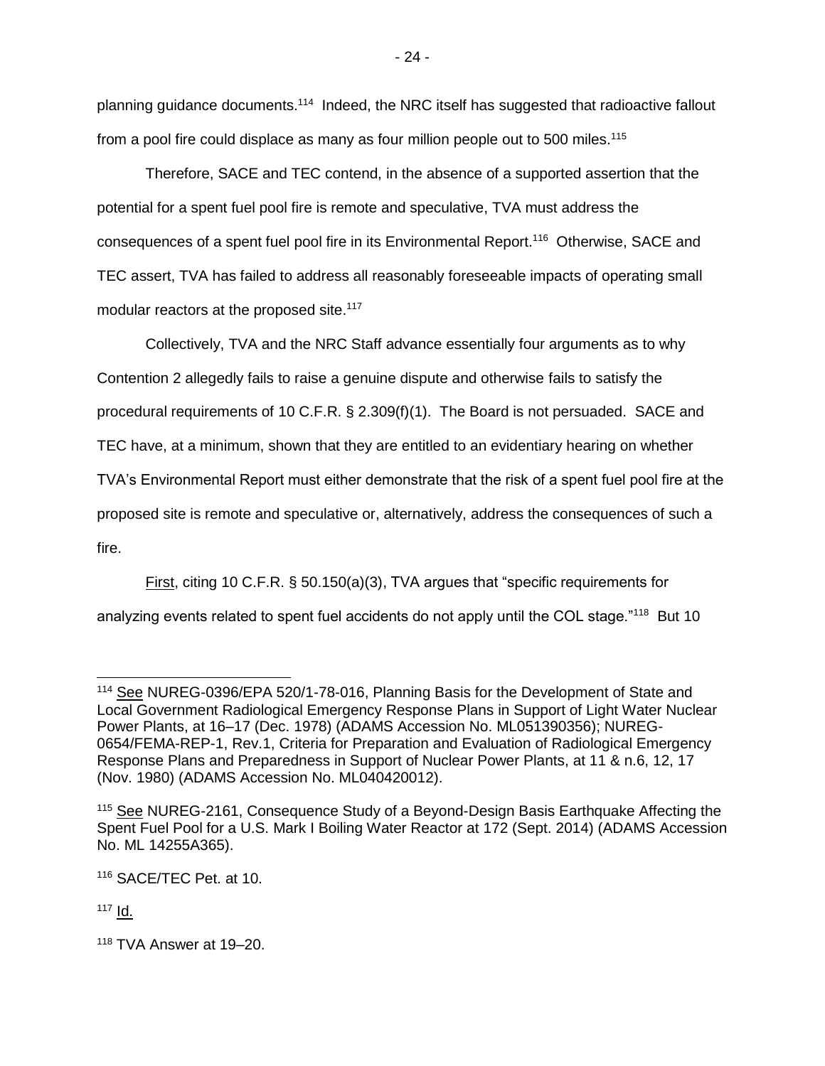planning guidance documents.[114] Indeed, the NRC itself has suggested that radioactive fallout from a pool fire could displace as many as four million people out to 500 miles.[115]

Therefore, SACE and TEC contend, in the absence of a supported assertion that the potential for a spent fuel pool fire is remote and speculative, TVA must address the consequences of a spent fuel pool fire in its Environmental Report.[116] Otherwise, SACE and TEC assert, TVA has failed to address all reasonably foreseeable impacts of operating small modular reactors at the proposed site.[117]

Collectively, TVA and the NRC Staff advance essentially four arguments as to why Contention 2 allegedly fails to raise a genuine dispute and otherwise fails to satisfy the procedural requirements of 10 C.F.R. § 2.309(f)(1). The Board is not persuaded. SACE and TEC have, at a minimum, shown that they are entitled to an evidentiary hearing on whether TVA's Environmental Report must either demonstrate that the risk of a spent fuel pool fire at the proposed site is remote and speculative or, alternatively, address the consequences of such a fire.

<u>First</u>, citing 10 C.F.R. § 50.150(a)(3), TVA argues that "specific requirements for analyzing events related to spent fuel accidents do not apply until the COL stage."[118] But 10

---

[114] <u>See</u> NUREG-0396/EPA 520/1-78-016, Planning Basis for the Development of State and Local Government Radiological Emergency Response Plans in Support of Light Water Nuclear Power Plants, at 16–17 (Dec. 1978) (ADAMS Accession No. ML051390356); NUREG-0654/FEMA-REP-1, Rev.1, Criteria for Preparation and Evaluation of Radiological Emergency Response Plans and Preparedness in Support of Nuclear Power Plants, at 11 & n.6, 12, 17 (Nov. 1980) (ADAMS Accession No. ML040420012).

[115] <u>See</u> NUREG-2161, Consequence Study of a Beyond-Design Basis Earthquake Affecting the Spent Fuel Pool for a U.S. Mark I Boiling Water Reactor at 172 (Sept. 2014) (ADAMS Accession No. ML 14255A365).

[116] SACE/TEC Pet. at 10.

[117] <u>Id.</u>

[118] TVA Answer at 19–20.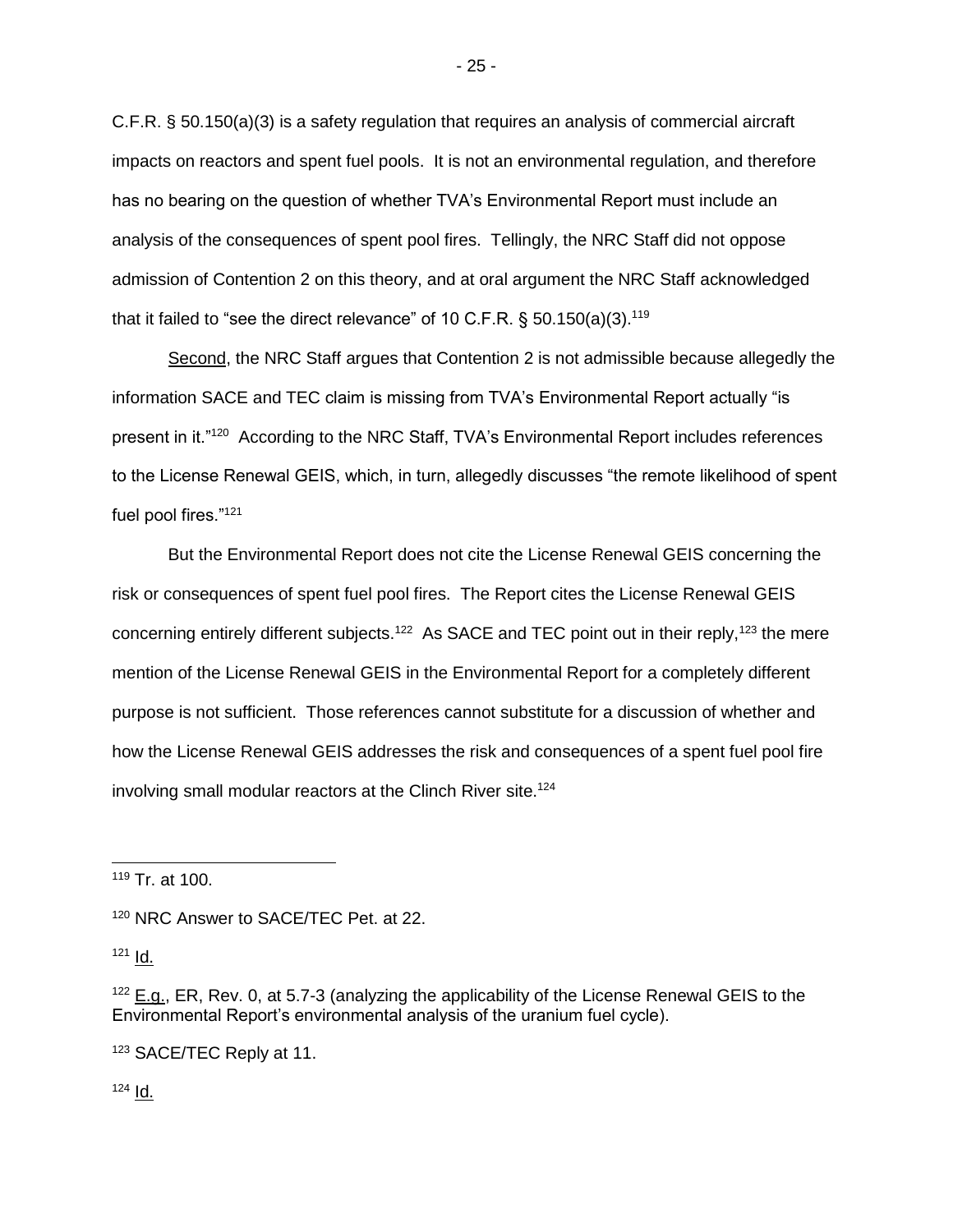C.F.R. § 50.150(a)(3) is a safety regulation that requires an analysis of commercial aircraft impacts on reactors and spent fuel pools. It is not an environmental regulation, and therefore has no bearing on the question of whether TVA's Environmental Report must include an analysis of the consequences of spent pool fires. Tellingly, the NRC Staff did not oppose admission of Contention 2 on this theory, and at oral argument the NRC Staff acknowledged that it failed to "see the direct relevance" of 10 C.F.R. § 50.150(a)(3).[119]

Second, the NRC Staff argues that Contention 2 is not admissible because allegedly the information SACE and TEC claim is missing from TVA's Environmental Report actually "is present in it."[120] According to the NRC Staff, TVA's Environmental Report includes references to the License Renewal GEIS, which, in turn, allegedly discusses "the remote likelihood of spent fuel pool fires."[121]

But the Environmental Report does not cite the License Renewal GEIS concerning the risk or consequences of spent fuel pool fires. The Report cites the License Renewal GEIS concerning entirely different subjects.[122] As SACE and TEC point out in their reply,[123] the mere mention of the License Renewal GEIS in the Environmental Report for a completely different purpose is not sufficient. Those references cannot substitute for a discussion of whether and how the License Renewal GEIS addresses the risk and consequences of a spent fuel pool fire involving small modular reactors at the Clinch River site.[124]

---

[119] Tr. at 100.

[120] NRC Answer to SACE/TEC Pet. at 22.

[121] Id.

[122] E.g., ER, Rev. 0, at 5.7-3 (analyzing the applicability of the License Renewal GEIS to the Environmental Report's environmental analysis of the uranium fuel cycle).

[123] SACE/TEC Reply at 11.

[124] Id.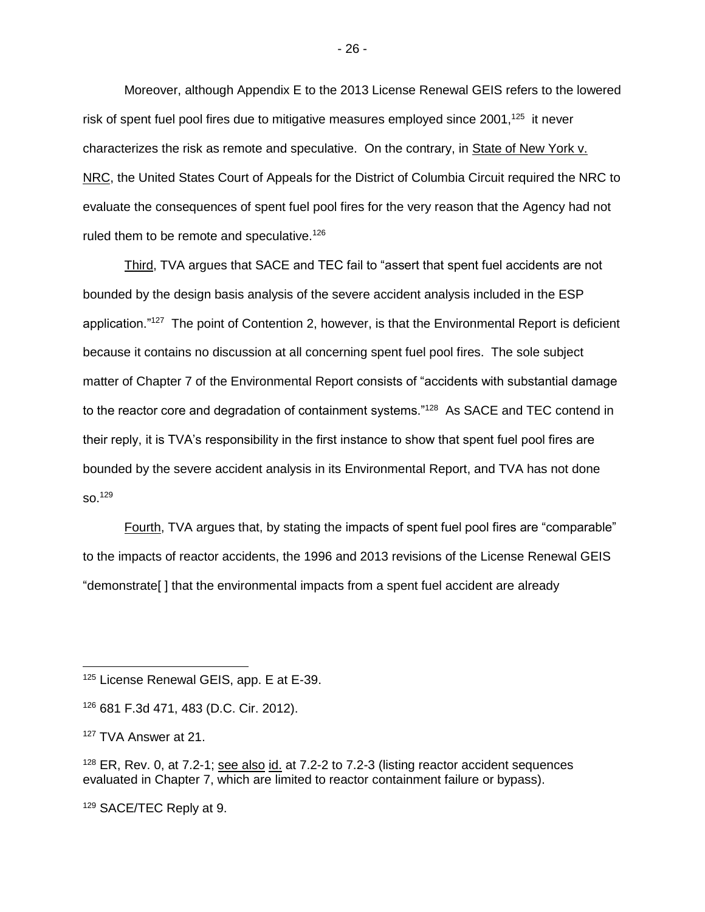Moreover, although Appendix E to the 2013 License Renewal GEIS refers to the lowered risk of spent fuel pool fires due to mitigative measures employed since 2001,[125] it never characterizes the risk as remote and speculative. On the contrary, in State of New York v. NRC, the United States Court of Appeals for the District of Columbia Circuit required the NRC to evaluate the consequences of spent fuel pool fires for the very reason that the Agency had not ruled them to be remote and speculative.[126]

Third, TVA argues that SACE and TEC fail to "assert that spent fuel accidents are not bounded by the design basis analysis of the severe accident analysis included in the ESP application."[127] The point of Contention 2, however, is that the Environmental Report is deficient because it contains no discussion at all concerning spent fuel pool fires. The sole subject matter of Chapter 7 of the Environmental Report consists of "accidents with substantial damage to the reactor core and degradation of containment systems."[128] As SACE and TEC contend in their reply, it is TVA's responsibility in the first instance to show that spent fuel pool fires are bounded by the severe accident analysis in its Environmental Report, and TVA has not done so.[129]

Fourth, TVA argues that, by stating the impacts of spent fuel pool fires are "comparable" to the impacts of reactor accidents, the 1996 and 2013 revisions of the License Renewal GEIS "demonstrate[ ] that the environmental impacts from a spent fuel accident are already

---

[125] License Renewal GEIS, app. E at E-39.

[126] 681 F.3d 471, 483 (D.C. Cir. 2012).

[127] TVA Answer at 21.

[128] ER, Rev. 0, at 7.2-1; see also id. at 7.2-2 to 7.2-3 (listing reactor accident sequences evaluated in Chapter 7, which are limited to reactor containment failure or bypass).

[129] SACE/TEC Reply at 9.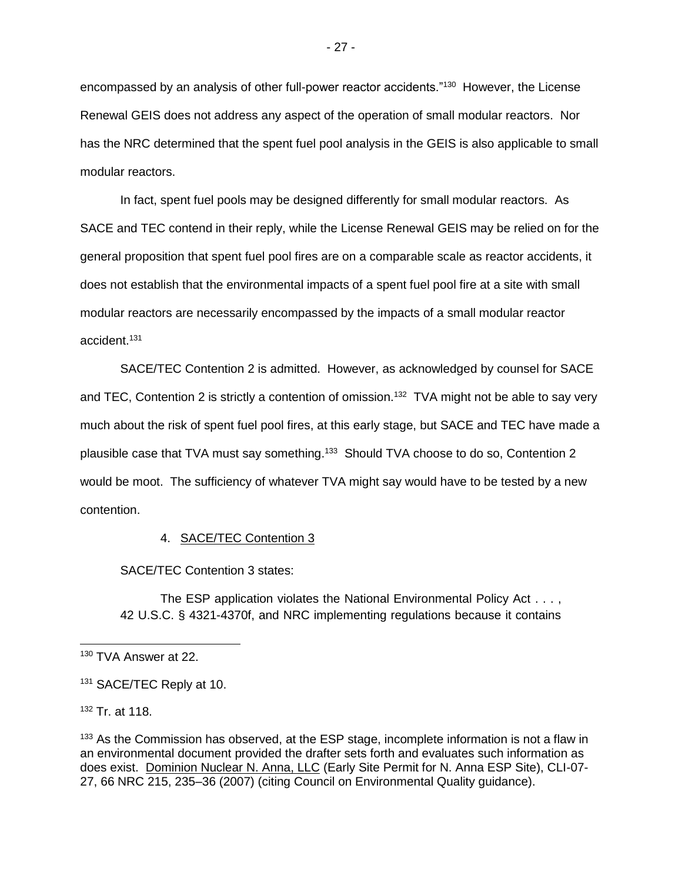encompassed by an analysis of other full-power reactor accidents."[130] However, the License Renewal GEIS does not address any aspect of the operation of small modular reactors. Nor has the NRC determined that the spent fuel pool analysis in the GEIS is also applicable to small modular reactors.

In fact, spent fuel pools may be designed differently for small modular reactors. As SACE and TEC contend in their reply, while the License Renewal GEIS may be relied on for the general proposition that spent fuel pool fires are on a comparable scale as reactor accidents, it does not establish that the environmental impacts of a spent fuel pool fire at a site with small modular reactors are necessarily encompassed by the impacts of a small modular reactor accident.[131]

SACE/TEC Contention 2 is admitted. However, as acknowledged by counsel for SACE and TEC, Contention 2 is strictly a contention of omission.[132] TVA might not be able to say very much about the risk of spent fuel pool fires, at this early stage, but SACE and TEC have made a plausible case that TVA must say something.[133] Should TVA choose to do so, Contention 2 would be moot. The sufficiency of whatever TVA might say would have to be tested by a new contention.

4. SACE/TEC Contention 3

SACE/TEC Contention 3 states:

> The ESP application violates the National Environmental Policy Act . . . , 42 U.S.C. § 4321-4370f, and NRC implementing regulations because it contains

---

[130] TVA Answer at 22.

[131] SACE/TEC Reply at 10.

[132] Tr. at 118.

[133] As the Commission has observed, at the ESP stage, incomplete information is not a flaw in an environmental document provided the drafter sets forth and evaluates such information as does exist. Dominion Nuclear N. Anna, LLC (Early Site Permit for N. Anna ESP Site), CLI-07-27, 66 NRC 215, 235–36 (2007) (citing Council on Environmental Quality guidance).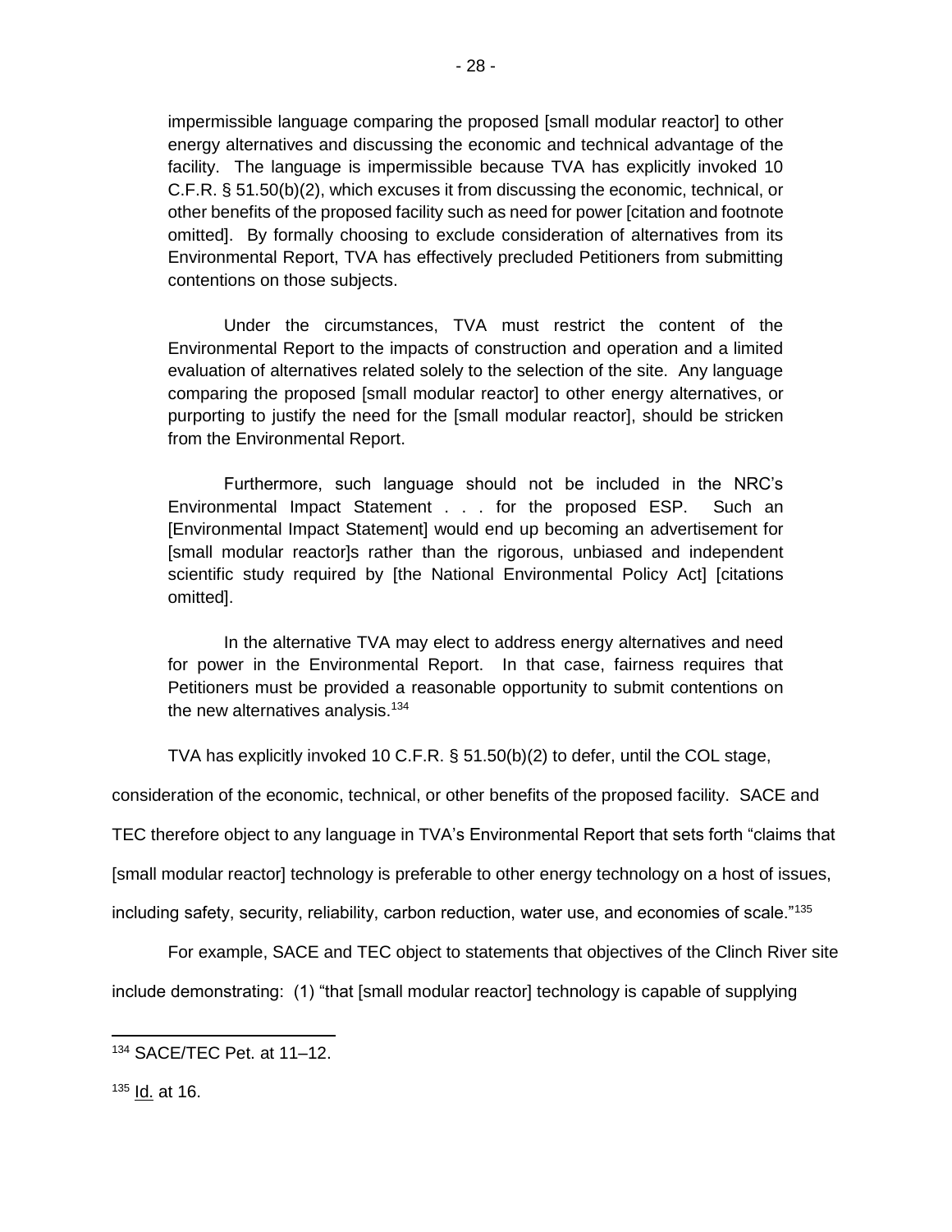> impermissible language comparing the proposed [small modular reactor] to other energy alternatives and discussing the economic and technical advantage of the facility. The language is impermissible because TVA has explicitly invoked 10 C.F.R. § 51.50(b)(2), which excuses it from discussing the economic, technical, or other benefits of the proposed facility such as need for power [citation and footnote omitted]. By formally choosing to exclude consideration of alternatives from its Environmental Report, TVA has effectively precluded Petitioners from submitting contentions on those subjects.
>
> Under the circumstances, TVA must restrict the content of the Environmental Report to the impacts of construction and operation and a limited evaluation of alternatives related solely to the selection of the site. Any language comparing the proposed [small modular reactor] to other energy alternatives, or purporting to justify the need for the [small modular reactor], should be stricken from the Environmental Report.
>
> Furthermore, such language should not be included in the NRC's Environmental Impact Statement . . . for the proposed ESP. Such an [Environmental Impact Statement] would end up becoming an advertisement for [small modular reactor]s rather than the rigorous, unbiased and independent scientific study required by [the National Environmental Policy Act] [citations omitted].
>
> In the alternative TVA may elect to address energy alternatives and need for power in the Environmental Report. In that case, fairness requires that Petitioners must be provided a reasonable opportunity to submit contentions on the new alternatives analysis.[134]

TVA has explicitly invoked 10 C.F.R. § 51.50(b)(2) to defer, until the COL stage, consideration of the economic, technical, or other benefits of the proposed facility. SACE and TEC therefore object to any language in TVA's Environmental Report that sets forth "claims that [small modular reactor] technology is preferable to other energy technology on a host of issues, including safety, security, reliability, carbon reduction, water use, and economies of scale."[135]

For example, SACE and TEC object to statements that objectives of the Clinch River site include demonstrating: (1) "that [small modular reactor] technology is capable of supplying

---

[134] SACE/TEC Pet. at 11–12.

[135] Id. at 16.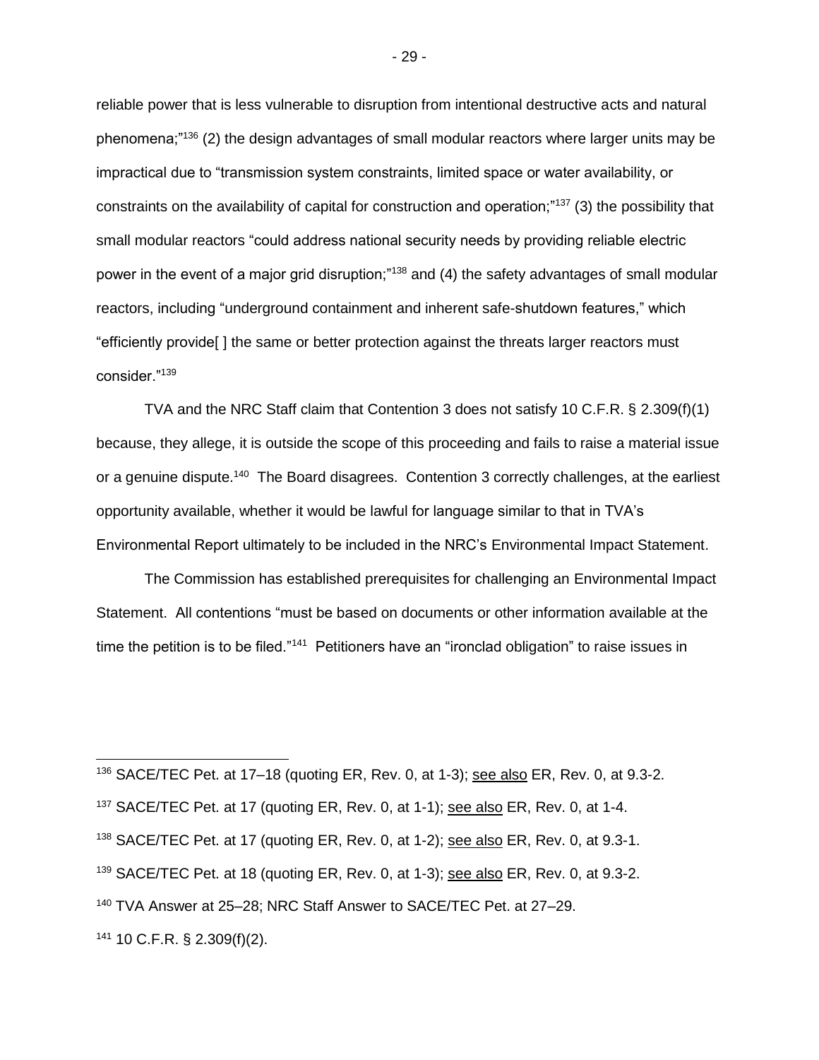reliable power that is less vulnerable to disruption from intentional destructive acts and natural phenomena;"[136] (2) the design advantages of small modular reactors where larger units may be impractical due to "transmission system constraints, limited space or water availability, or constraints on the availability of capital for construction and operation;"[137] (3) the possibility that small modular reactors "could address national security needs by providing reliable electric power in the event of a major grid disruption;"[138] and (4) the safety advantages of small modular reactors, including "underground containment and inherent safe-shutdown features," which "efficiently provide[ ] the same or better protection against the threats larger reactors must consider."[139]

TVA and the NRC Staff claim that Contention 3 does not satisfy 10 C.F.R. § 2.309(f)(1) because, they allege, it is outside the scope of this proceeding and fails to raise a material issue or a genuine dispute.[140] The Board disagrees. Contention 3 correctly challenges, at the earliest opportunity available, whether it would be lawful for language similar to that in TVA's Environmental Report ultimately to be included in the NRC's Environmental Impact Statement.

The Commission has established prerequisites for challenging an Environmental Impact Statement. All contentions "must be based on documents or other information available at the time the petition is to be filed."[141] Petitioners have an "ironclad obligation" to raise issues in

---

[136] SACE/TEC Pet. at 17–18 (quoting ER, Rev. 0, at 1-3); see also ER, Rev. 0, at 9.3-2.

[137] SACE/TEC Pet. at 17 (quoting ER, Rev. 0, at 1-1); see also ER, Rev. 0, at 1-4.

[138] SACE/TEC Pet. at 17 (quoting ER, Rev. 0, at 1-2); see also ER, Rev. 0, at 9.3-1.

[139] SACE/TEC Pet. at 18 (quoting ER, Rev. 0, at 1-3); see also ER, Rev. 0, at 9.3-2.

[140] TVA Answer at 25–28; NRC Staff Answer to SACE/TEC Pet. at 27–29.

[141] 10 C.F.R. § 2.309(f)(2).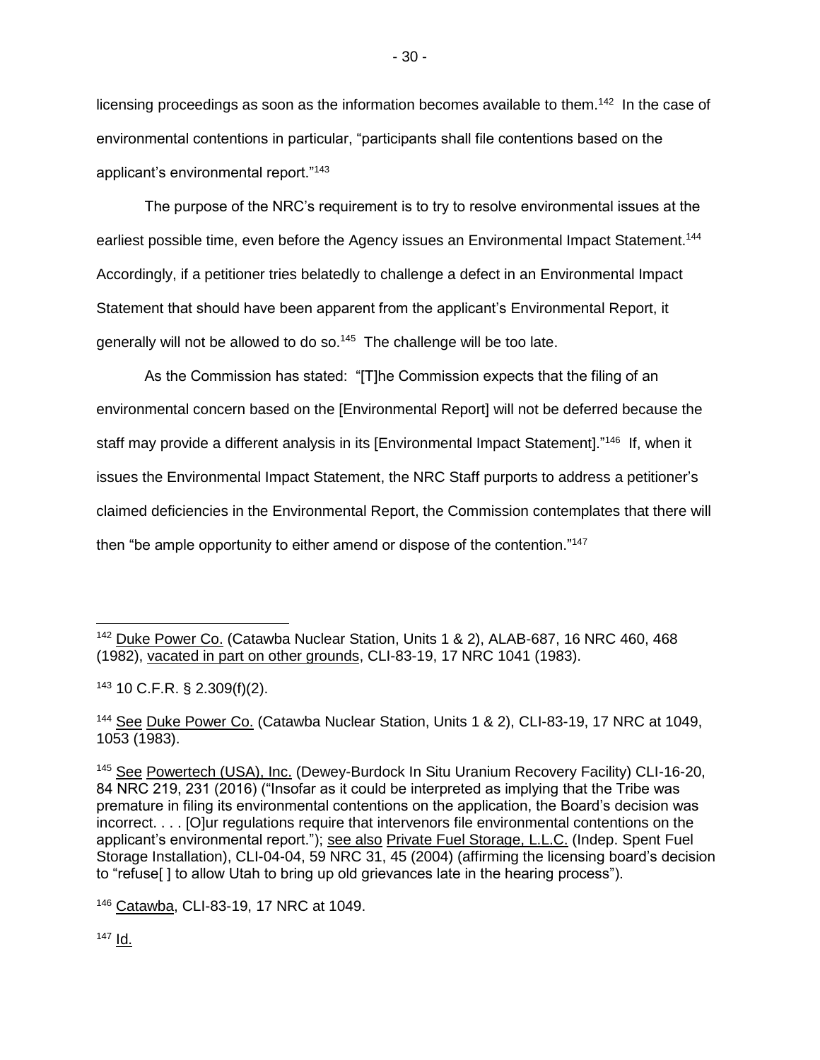licensing proceedings as soon as the information becomes available to them.[142] In the case of environmental contentions in particular, "participants shall file contentions based on the applicant's environmental report."[143]

The purpose of the NRC's requirement is to try to resolve environmental issues at the earliest possible time, even before the Agency issues an Environmental Impact Statement.[144] Accordingly, if a petitioner tries belatedly to challenge a defect in an Environmental Impact Statement that should have been apparent from the applicant's Environmental Report, it generally will not be allowed to do so.[145] The challenge will be too late.

As the Commission has stated: "[T]he Commission expects that the filing of an environmental concern based on the [Environmental Report] will not be deferred because the staff may provide a different analysis in its [Environmental Impact Statement]."[146] If, when it issues the Environmental Impact Statement, the NRC Staff purports to address a petitioner's claimed deficiencies in the Environmental Report, the Commission contemplates that there will then "be ample opportunity to either amend or dispose of the contention."[147]

---

[142] Duke Power Co. (Catawba Nuclear Station, Units 1 & 2), ALAB-687, 16 NRC 460, 468 (1982), vacated in part on other grounds, CLI-83-19, 17 NRC 1041 (1983).

[143] 10 C.F.R. § 2.309(f)(2).

[144] See Duke Power Co. (Catawba Nuclear Station, Units 1 & 2), CLI-83-19, 17 NRC at 1049, 1053 (1983).

[145] See Powertech (USA), Inc. (Dewey-Burdock In Situ Uranium Recovery Facility) CLI-16-20, 84 NRC 219, 231 (2016) ("Insofar as it could be interpreted as implying that the Tribe was premature in filing its environmental contentions on the application, the Board's decision was incorrect. . . . [O]ur regulations require that intervenors file environmental contentions on the applicant's environmental report."); see also Private Fuel Storage, L.L.C. (Indep. Spent Fuel Storage Installation), CLI-04-04, 59 NRC 31, 45 (2004) (affirming the licensing board's decision to "refuse[ ] to allow Utah to bring up old grievances late in the hearing process").

[146] Catawba, CLI-83-19, 17 NRC at 1049.

[147] Id.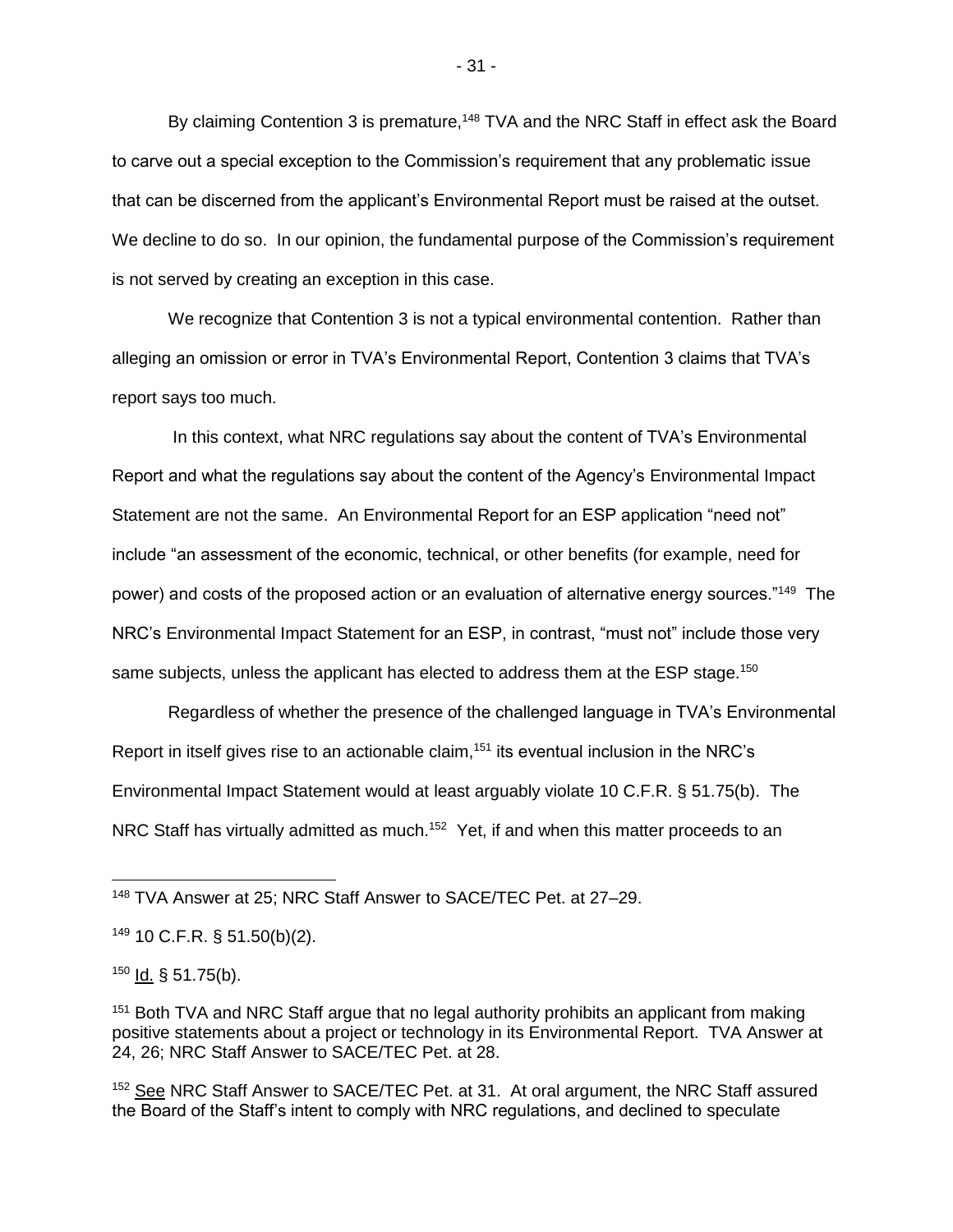By claiming Contention 3 is premature,[148] TVA and the NRC Staff in effect ask the Board to carve out a special exception to the Commission's requirement that any problematic issue that can be discerned from the applicant's Environmental Report must be raised at the outset. We decline to do so. In our opinion, the fundamental purpose of the Commission's requirement is not served by creating an exception in this case.

We recognize that Contention 3 is not a typical environmental contention. Rather than alleging an omission or error in TVA's Environmental Report, Contention 3 claims that TVA's report says too much.

In this context, what NRC regulations say about the content of TVA's Environmental Report and what the regulations say about the content of the Agency's Environmental Impact Statement are not the same. An Environmental Report for an ESP application "need not" include "an assessment of the economic, technical, or other benefits (for example, need for power) and costs of the proposed action or an evaluation of alternative energy sources."[149] The NRC's Environmental Impact Statement for an ESP, in contrast, "must not" include those very same subjects, unless the applicant has elected to address them at the ESP stage.[150]

Regardless of whether the presence of the challenged language in TVA's Environmental Report in itself gives rise to an actionable claim,[151] its eventual inclusion in the NRC's Environmental Impact Statement would at least arguably violate 10 C.F.R. § 51.75(b). The NRC Staff has virtually admitted as much.[152] Yet, if and when this matter proceeds to an

---

[148] TVA Answer at 25; NRC Staff Answer to SACE/TEC Pet. at 27–29.

[149] 10 C.F.R. § 51.50(b)(2).

[150] Id. § 51.75(b).

[151] Both TVA and NRC Staff argue that no legal authority prohibits an applicant from making positive statements about a project or technology in its Environmental Report. TVA Answer at 24, 26; NRC Staff Answer to SACE/TEC Pet. at 28.

[152] See NRC Staff Answer to SACE/TEC Pet. at 31. At oral argument, the NRC Staff assured the Board of the Staff's intent to comply with NRC regulations, and declined to speculate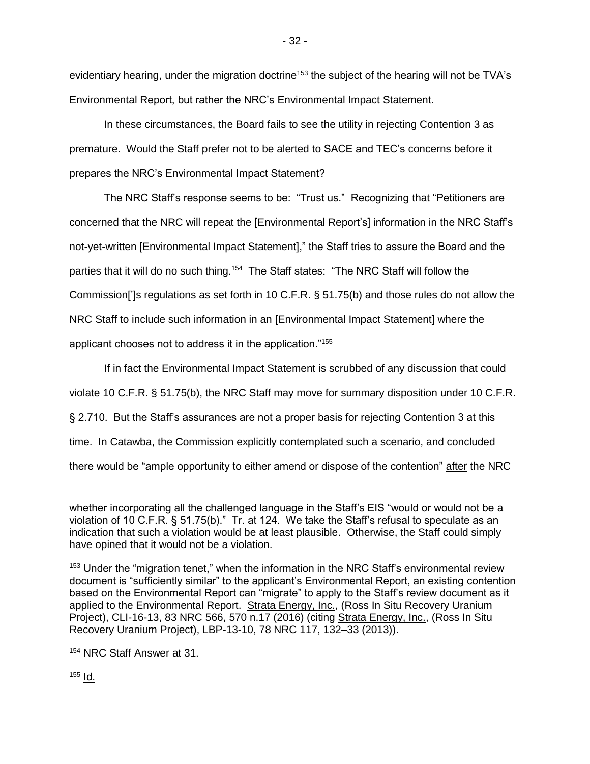evidentiary hearing, under the migration doctrine[153] the subject of the hearing will not be TVA's Environmental Report, but rather the NRC's Environmental Impact Statement.

In these circumstances, the Board fails to see the utility in rejecting Contention 3 as premature. Would the Staff prefer not to be alerted to SACE and TEC's concerns before it prepares the NRC's Environmental Impact Statement?

The NRC Staff's response seems to be: "Trust us." Recognizing that "Petitioners are concerned that the NRC will repeat the [Environmental Report's] information in the NRC Staff's not-yet-written [Environmental Impact Statement]," the Staff tries to assure the Board and the parties that it will do no such thing.[154] The Staff states: "The NRC Staff will follow the Commission[']s regulations as set forth in 10 C.F.R. § 51.75(b) and those rules do not allow the NRC Staff to include such information in an [Environmental Impact Statement] where the applicant chooses not to address it in the application."[155]

If in fact the Environmental Impact Statement is scrubbed of any discussion that could violate 10 C.F.R. § 51.75(b), the NRC Staff may move for summary disposition under 10 C.F.R. § 2.710. But the Staff's assurances are not a proper basis for rejecting Contention 3 at this time. In Catawba, the Commission explicitly contemplated such a scenario, and concluded there would be "ample opportunity to either amend or dispose of the contention" after the NRC

---

whether incorporating all the challenged language in the Staff's EIS "would or would not be a violation of 10 C.F.R. § 51.75(b)." Tr. at 124. We take the Staff's refusal to speculate as an indication that such a violation would be at least plausible. Otherwise, the Staff could simply have opined that it would not be a violation.

[153] Under the "migration tenet," when the information in the NRC Staff's environmental review document is "sufficiently similar" to the applicant's Environmental Report, an existing contention based on the Environmental Report can "migrate" to apply to the Staff's review document as it applied to the Environmental Report. Strata Energy, Inc., (Ross In Situ Recovery Uranium Project), CLI-16-13, 83 NRC 566, 570 n.17 (2016) (citing Strata Energy, Inc., (Ross In Situ Recovery Uranium Project), LBP-13-10, 78 NRC 117, 132–33 (2013)).

[154] NRC Staff Answer at 31.

[155] Id.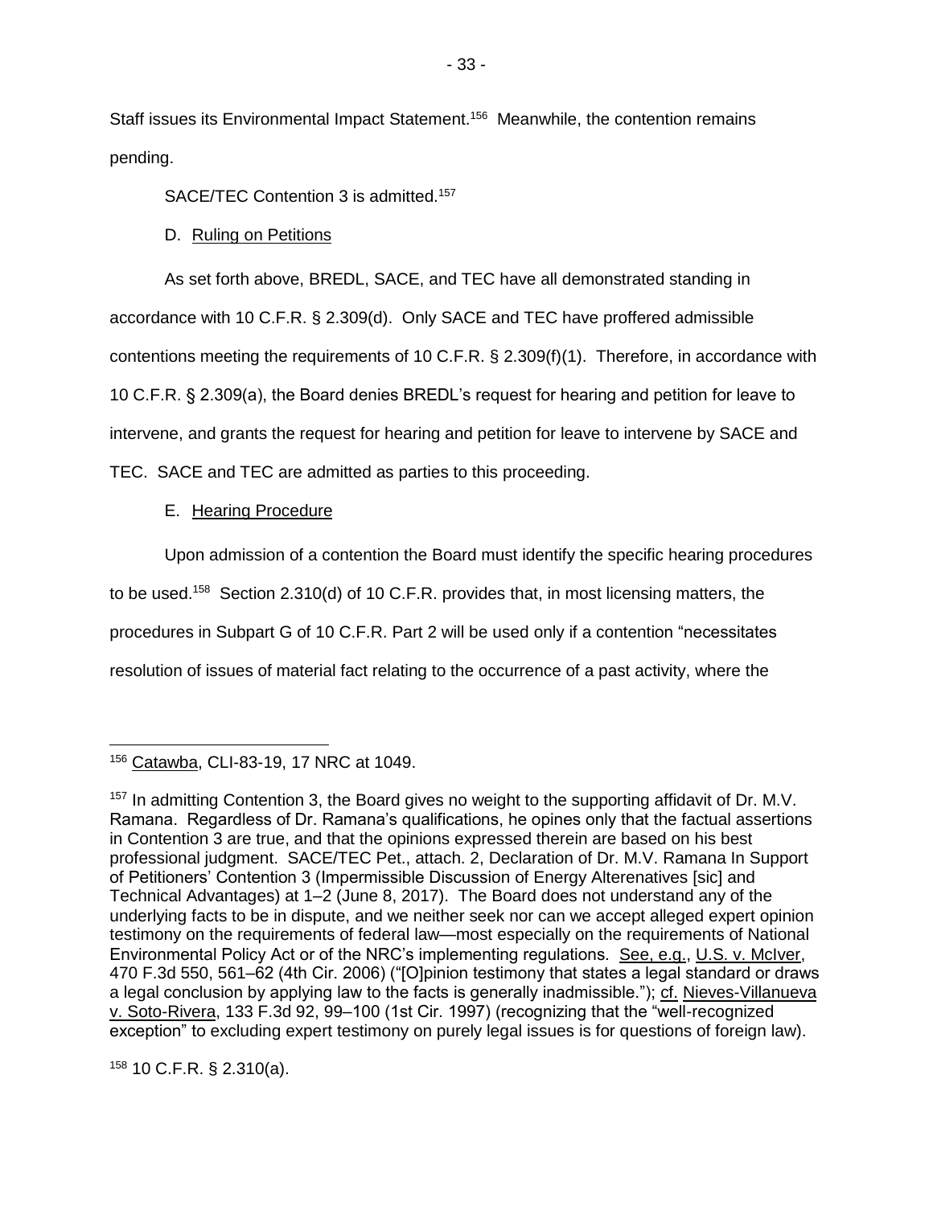Staff issues its Environmental Impact Statement.[156] Meanwhile, the contention remains pending.

SACE/TEC Contention 3 is admitted.[157]

D. Ruling on Petitions

As set forth above, BREDL, SACE, and TEC have all demonstrated standing in accordance with 10 C.F.R. § 2.309(d). Only SACE and TEC have proffered admissible contentions meeting the requirements of 10 C.F.R. § 2.309(f)(1). Therefore, in accordance with 10 C.F.R. § 2.309(a), the Board denies BREDL's request for hearing and petition for leave to intervene, and grants the request for hearing and petition for leave to intervene by SACE and TEC. SACE and TEC are admitted as parties to this proceeding.

E. Hearing Procedure

Upon admission of a contention the Board must identify the specific hearing procedures to be used.[158] Section 2.310(d) of 10 C.F.R. provides that, in most licensing matters, the procedures in Subpart G of 10 C.F.R. Part 2 will be used only if a contention "necessitates resolution of issues of material fact relating to the occurrence of a past activity, where the

---

[156] Catawba, CLI-83-19, 17 NRC at 1049.

[157] In admitting Contention 3, the Board gives no weight to the supporting affidavit of Dr. M.V. Ramana. Regardless of Dr. Ramana's qualifications, he opines only that the factual assertions in Contention 3 are true, and that the opinions expressed therein are based on his best professional judgment. SACE/TEC Pet., attach. 2, Declaration of Dr. M.V. Ramana In Support of Petitioners' Contention 3 (Impermissible Discussion of Energy Alterenatives [sic] and Technical Advantages) at 1–2 (June 8, 2017). The Board does not understand any of the underlying facts to be in dispute, and we neither seek nor can we accept alleged expert opinion testimony on the requirements of federal law—most especially on the requirements of National Environmental Policy Act or of the NRC's implementing regulations. See, e.g., U.S. v. McIver, 470 F.3d 550, 561–62 (4th Cir. 2006) ("[O]pinion testimony that states a legal standard or draws a legal conclusion by applying law to the facts is generally inadmissible."); cf. Nieves-Villanueva v. Soto-Rivera, 133 F.3d 92, 99–100 (1st Cir. 1997) (recognizing that the "well-recognized exception" to excluding expert testimony on purely legal issues is for questions of foreign law).

[158] 10 C.F.R. § 2.310(a).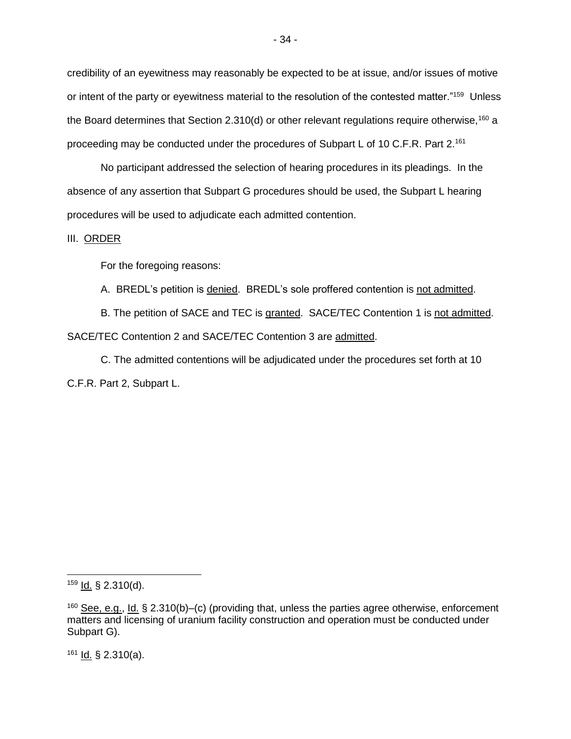credibility of an eyewitness may reasonably be expected to be at issue, and/or issues of motive or intent of the party or eyewitness material to the resolution of the contested matter."[159] Unless the Board determines that Section 2.310(d) or other relevant regulations require otherwise,[160] a proceeding may be conducted under the procedures of Subpart L of 10 C.F.R. Part 2.[161]

No participant addressed the selection of hearing procedures in its pleadings. In the absence of any assertion that Subpart G procedures should be used, the Subpart L hearing procedures will be used to adjudicate each admitted contention.

## III. ORDER

For the foregoing reasons:

A. BREDL's petition is denied. BREDL's sole proffered contention is not admitted.

B. The petition of SACE and TEC is granted. SACE/TEC Contention 1 is not admitted. SACE/TEC Contention 2 and SACE/TEC Contention 3 are admitted.

C. The admitted contentions will be adjudicated under the procedures set forth at 10 C.F.R. Part 2, Subpart L.

---

[159] Id. § 2.310(d).

[160] See, e.g., Id. § 2.310(b)–(c) (providing that, unless the parties agree otherwise, enforcement matters and licensing of uranium facility construction and operation must be conducted under Subpart G).

[161] Id. § 2.310(a).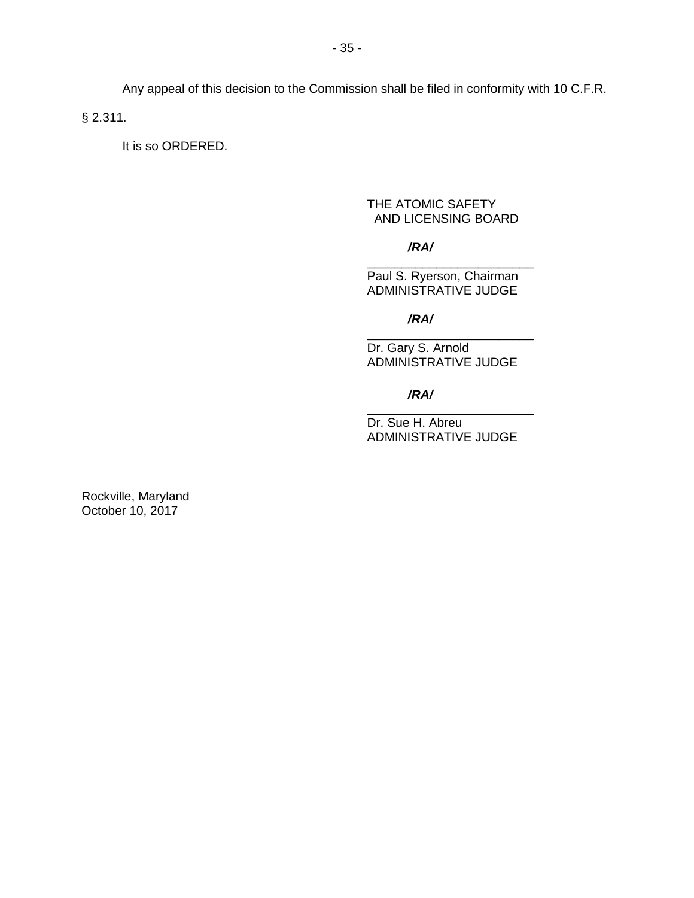Any appeal of this decision to the Commission shall be filed in conformity with 10 C.F.R. § 2.311.

It is so ORDERED.

THE ATOMIC SAFETY
AND LICENSING BOARD

***/RA/***

\_\_\_\_\_\_\_\_\_\_\_\_\_\_\_\_\_\_\_\_\_\_\_\_
Paul S. Ryerson, Chairman
ADMINISTRATIVE JUDGE

***/RA/***

\_\_\_\_\_\_\_\_\_\_\_\_\_\_\_\_\_\_\_\_\_\_\_\_
Dr. Gary S. Arnold
ADMINISTRATIVE JUDGE

***/RA/***

\_\_\_\_\_\_\_\_\_\_\_\_\_\_\_\_\_\_\_\_\_\_\_\_
Dr. Sue H. Abreu
ADMINISTRATIVE JUDGE

Rockville, Maryland
October 10, 2017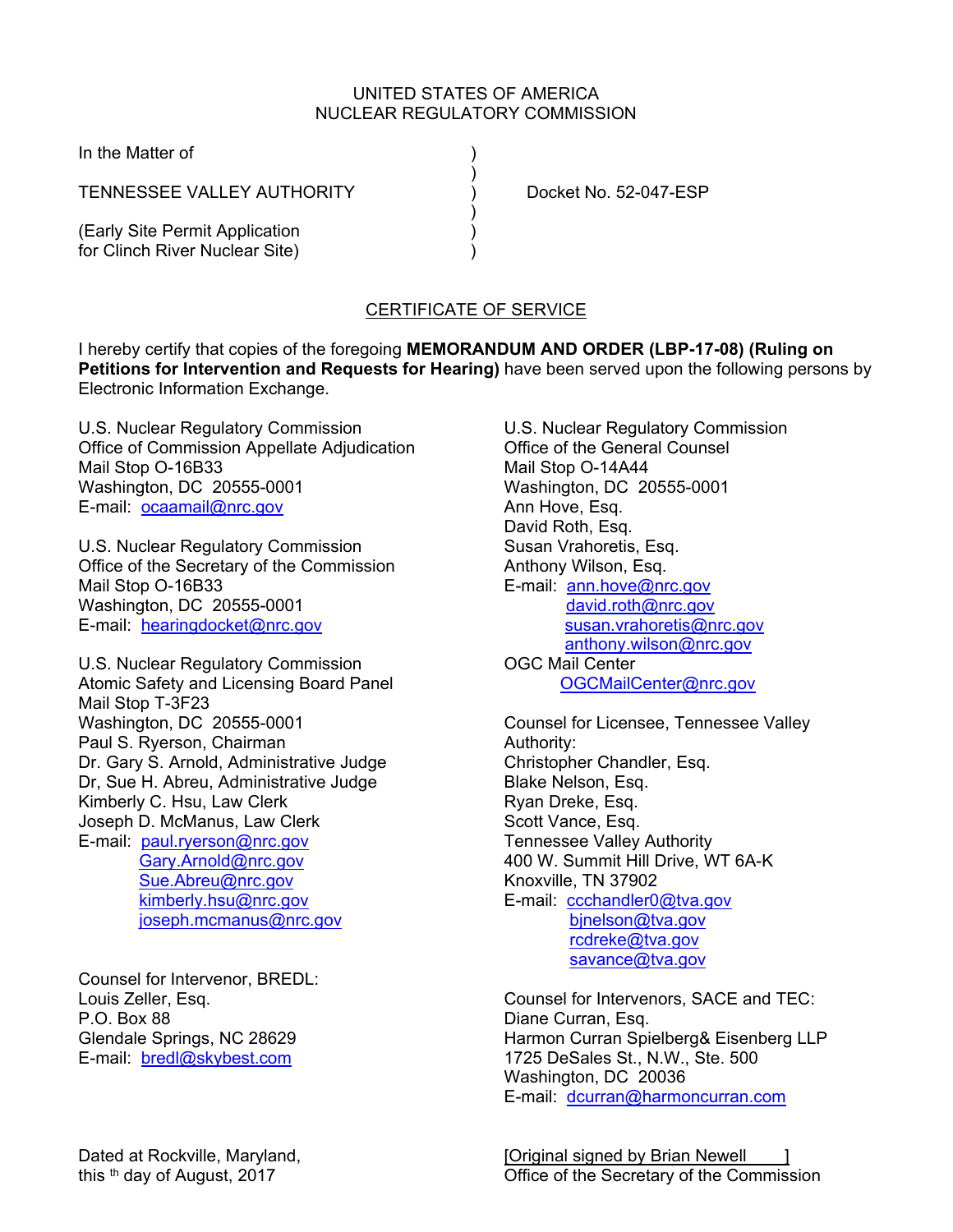UNITED STATES OF AMERICA
NUCLEAR REGULATORY COMMISSION

| | | |
|---|---|---|
| In the Matter of | ) | |
| | ) | |
| TENNESSEE VALLEY AUTHORITY | ) | Docket No. 52-047-ESP |
| | ) | |
| (Early Site Permit Application | ) | |
| for Clinch River Nuclear Site) | ) | |

## CERTIFICATE OF SERVICE

I hereby certify that copies of the foregoing **MEMORANDUM AND ORDER (LBP-17-08) (Ruling on Petitions for Intervention and Requests for Hearing)** have been served upon the following persons by Electronic Information Exchange.

U.S. Nuclear Regulatory Commission
Office of Commission Appellate Adjudication
Mail Stop O-16B33
Washington, DC 20555-0001
E-mail: ocaamail@nrc.gov

U.S. Nuclear Regulatory Commission
Office of the Secretary of the Commission
Mail Stop O-16B33
Washington, DC 20555-0001
E-mail: hearingdocket@nrc.gov

U.S. Nuclear Regulatory Commission
Atomic Safety and Licensing Board Panel
Mail Stop T-3F23
Washington, DC 20555-0001
Paul S. Ryerson, Chairman
Dr. Gary S. Arnold, Administrative Judge
Dr, Sue H. Abreu, Administrative Judge
Kimberly C. Hsu, Law Clerk
Joseph D. McManus, Law Clerk
E-mail: paul.ryerson@nrc.gov
Gary.Arnold@nrc.gov
Sue.Abreu@nrc.gov
kimberly.hsu@nrc.gov
joseph.mcmanus@nrc.gov

Counsel for Intervenor, BREDL:
Louis Zeller, Esq.
P.O. Box 88
Glendale Springs, NC 28629
E-mail: bredl@skybest.com

U.S. Nuclear Regulatory Commission
Office of the General Counsel
Mail Stop O-14A44
Washington, DC 20555-0001
Ann Hove, Esq.
David Roth, Esq.
Susan Vrahoretis, Esq.
Anthony Wilson, Esq.
E-mail: ann.hove@nrc.gov
david.roth@nrc.gov
susan.vrahoretis@nrc.gov
anthony.wilson@nrc.gov
OGC Mail Center
OGCMailCenter@nrc.gov

Counsel for Licensee, Tennessee Valley Authority:
Christopher Chandler, Esq.
Blake Nelson, Esq.
Ryan Dreke, Esq.
Scott Vance, Esq.
Tennessee Valley Authority
400 W. Summit Hill Drive, WT 6A-K
Knoxville, TN 37902
E-mail: ccchandler0@tva.gov
bjnelson@tva.gov
rcdreke@tva.gov
savance@tva.gov

Counsel for Intervenors, SACE and TEC:
Diane Curran, Esq.
Harmon Curran Spielberg& Eisenberg LLP
1725 DeSales St., N.W., Ste. 500
Washington, DC 20036
E-mail: dcurran@harmoncurran.com

Dated at Rockville, Maryland,
this th day of August, 2017

[Original signed by Brian Newell ]
Office of the Secretary of the Commission